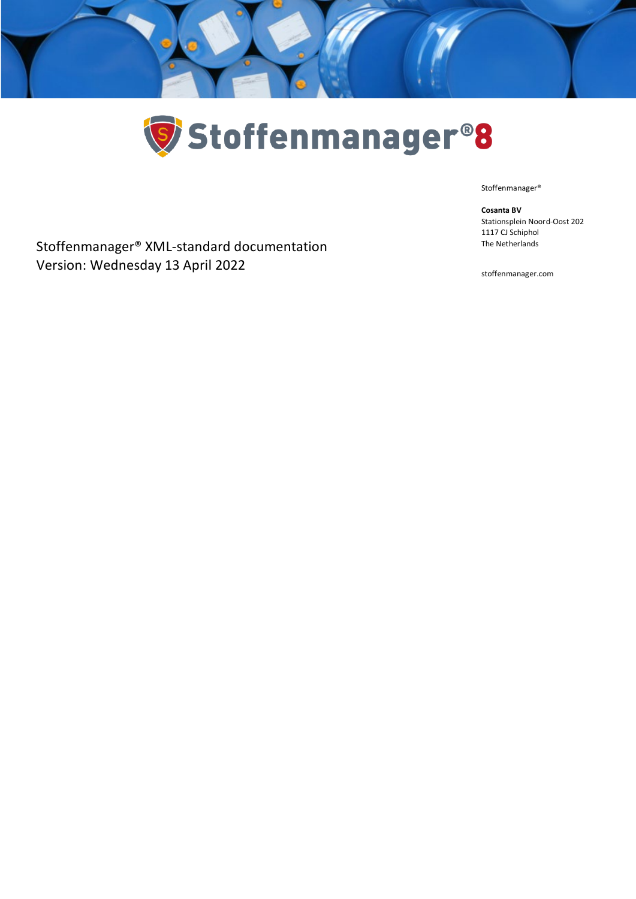# Stoffenmanager®8

Stoffenmanager®

**Cosanta BV**
Stationsplein Noord-Oost 202
1117 CJ Schiphol
The Netherlands

stoffenmanager.com

Stoffenmanager® XML-standard documentation
Version: Wednesday 13 April 2022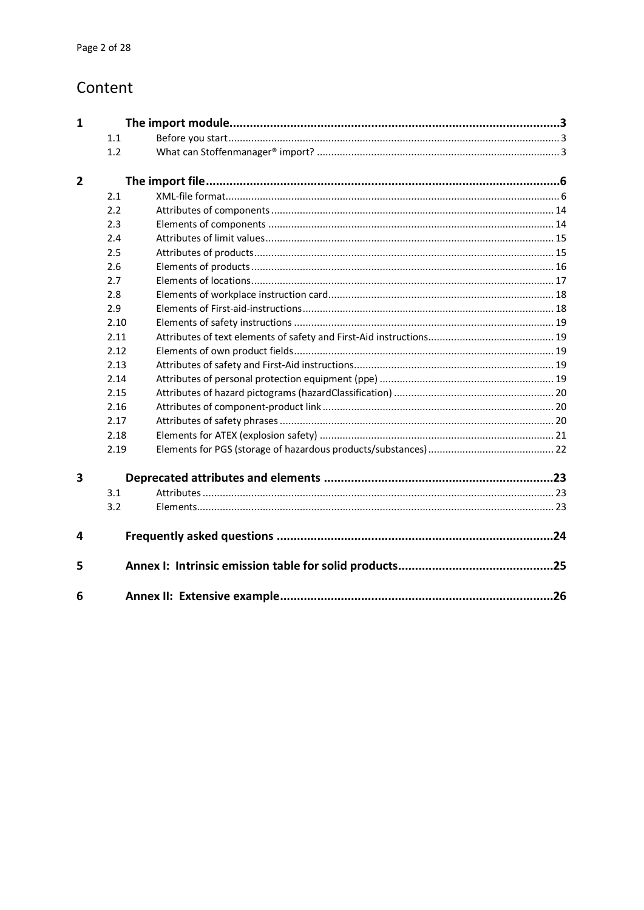# Content

| | | | |
|---|---|---|---|
| **1** | | **The import module** | **3** |
| | 1.1 | Before you start | 3 |
| | 1.2 | What can Stoffenmanager® import? | 3 |
| **2** | | **The import file** | **6** |
| | 2.1 | XML-file format | 6 |
| | 2.2 | Attributes of components | 14 |
| | 2.3 | Elements of components | 14 |
| | 2.4 | Attributes of limit values | 15 |
| | 2.5 | Attributes of products | 15 |
| | 2.6 | Elements of products | 16 |
| | 2.7 | Elements of locations | 17 |
| | 2.8 | Elements of workplace instruction card | 18 |
| | 2.9 | Elements of First-aid-instructions | 18 |
| | 2.10 | Elements of safety instructions | 19 |
| | 2.11 | Attributes of text elements of safety and First-Aid instructions | 19 |
| | 2.12 | Elements of own product fields | 19 |
| | 2.13 | Attributes of safety and First-Aid instructions | 19 |
| | 2.14 | Attributes of personal protection equipment (ppe) | 19 |
| | 2.15 | Attributes of hazard pictograms (hazardClassification) | 20 |
| | 2.16 | Attributes of component-product link | 20 |
| | 2.17 | Attributes of safety phrases | 20 |
| | 2.18 | Elements for ATEX (explosion safety) | 21 |
| | 2.19 | Elements for PGS (storage of hazardous products/substances) | 22 |
| **3** | | **Deprecated attributes and elements** | **23** |
| | 3.1 | Attributes | 23 |
| | 3.2 | Elements | 23 |
| **4** | | **Frequently asked questions** | **24** |
| **5** | | **Annex I: Intrinsic emission table for solid products** | **25** |
| **6** | | **Annex II: Extensive example** | **26** |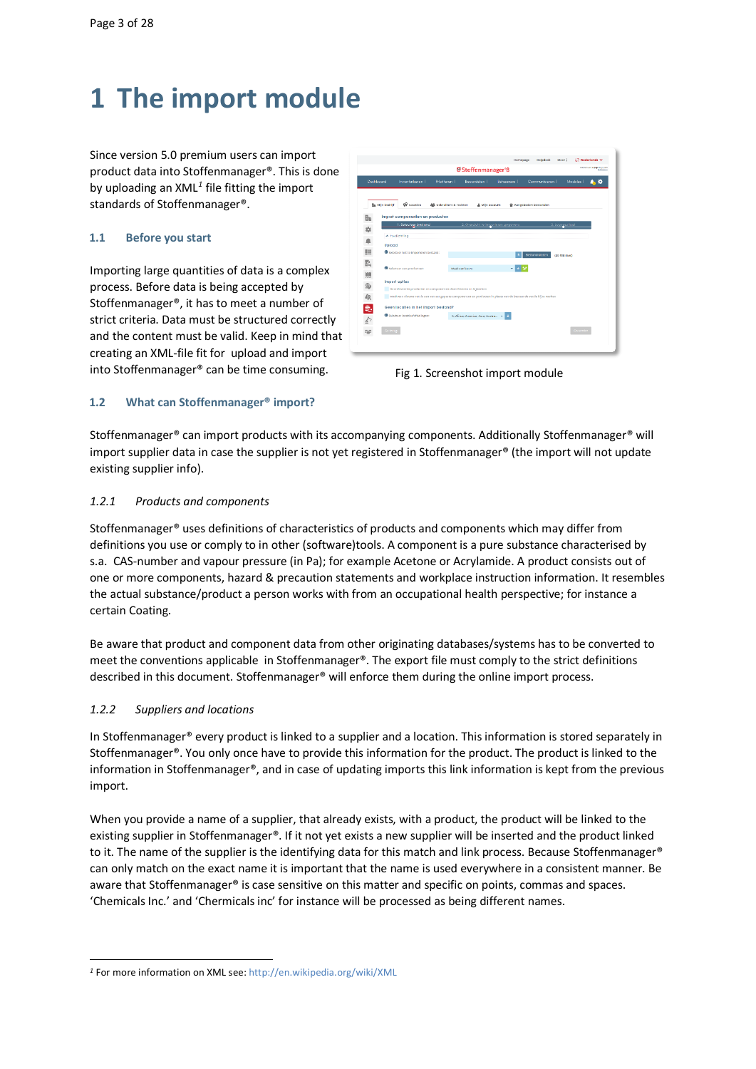# 1 The import module

Since version 5.0 premium users can import product data into Stoffenmanager®. This is done by uploading an XML[1] file fitting the import standards of Stoffenmanager®.

## 1.1 Before you start

Importing large quantities of data is a complex process. Before data is being accepted by Stoffenmanager®, it has to meet a number of strict criteria. Data must be structured correctly and the content must be valid. Keep in mind that creating an XML-file fit for upload and import into Stoffenmanager® can be time consuming.

Fig 1. Screenshot import module

## 1.2 What can Stoffenmanager® import?

Stoffenmanager® can import products with its accompanying components. Additionally Stoffenmanager® will import supplier data in case the supplier is not yet registered in Stoffenmanager® (the import will not update existing supplier info).

### *1.2.1 Products and components*

Stoffenmanager® uses definitions of characteristics of products and components which may differ from definitions you use or comply to in other (software)tools. A component is a pure substance characterised by s.a. CAS-number and vapour pressure (in Pa); for example Acetone or Acrylamide. A product consists out of one or more components, hazard & precaution statements and workplace instruction information. It resembles the actual substance/product a person works with from an occupational health perspective; for instance a certain Coating.

Be aware that product and component data from other originating databases/systems has to be converted to meet the conventions applicable in Stoffenmanager®. The export file must comply to the strict definitions described in this document. Stoffenmanager® will enforce them during the online import process.

### *1.2.2 Suppliers and locations*

In Stoffenmanager® every product is linked to a supplier and a location. This information is stored separately in Stoffenmanager®. You only once have to provide this information for the product. The product is linked to the information in Stoffenmanager®, and in case of updating imports this link information is kept from the previous import.

When you provide a name of a supplier, that already exists, with a product, the product will be linked to the existing supplier in Stoffenmanager®. If it not yet exists a new supplier will be inserted and the product linked to it. The name of the supplier is the identifying data for this match and link process. Because Stoffenmanager® can only match on the exact name it is important that the name is used everywhere in a consistent manner. Be aware that Stoffenmanager® is case sensitive on this matter and specific on points, commas and spaces. 'Chemicals Inc.' and 'Chemicals inc' for instance will be processed as being different names.

---

[1] For more information on XML see: http://en.wikipedia.org/wiki/XML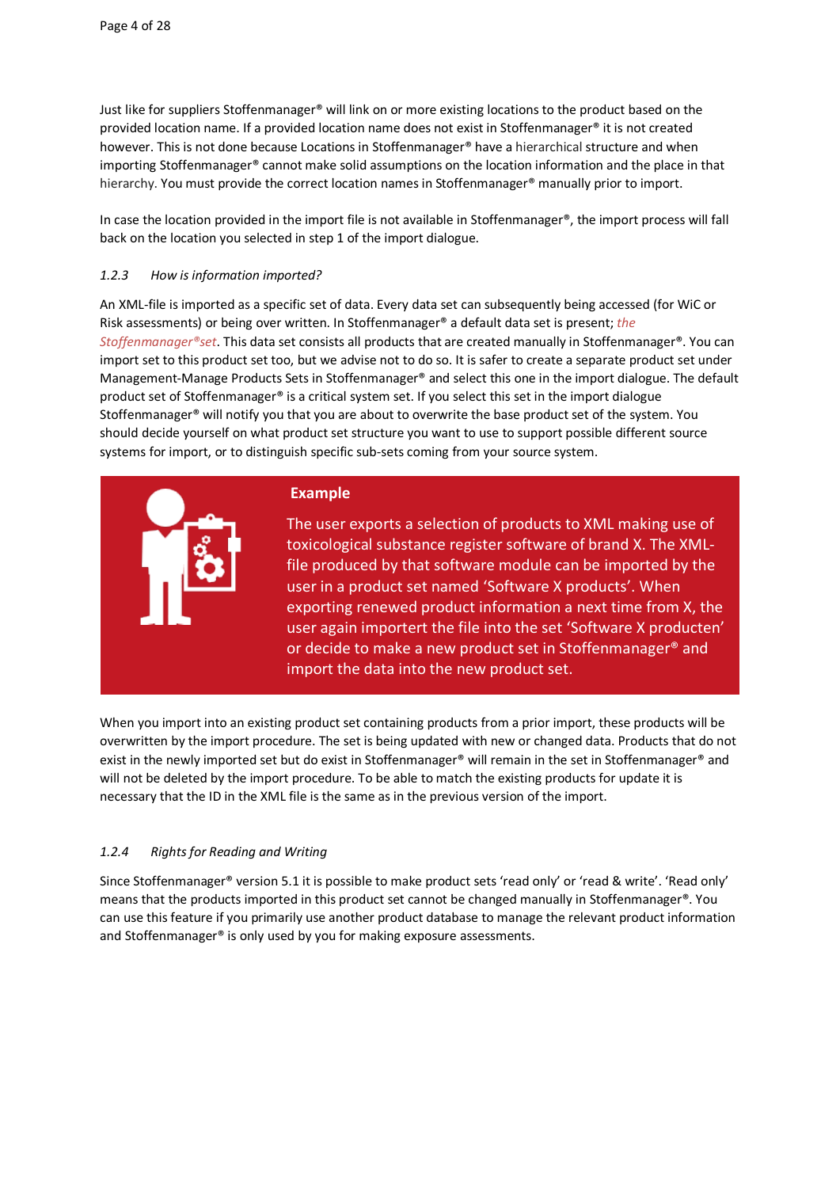Just like for suppliers Stoffenmanager® will link on or more existing locations to the product based on the provided location name. If a provided location name does not exist in Stoffenmanager® it is not created however. This is not done because Locations in Stoffenmanager® have a hierarchical structure and when importing Stoffenmanager® cannot make solid assumptions on the location information and the place in that hierarchy. You must provide the correct location names in Stoffenmanager® manually prior to import.

In case the location provided in the import file is not available in Stoffenmanager®, the import process will fall back on the location you selected in step 1 of the import dialogue.

### *1.2.3 How is information imported?*

An XML-file is imported as a specific set of data. Every data set can subsequently being accessed (for WiC or Risk assessments) or being over written. In Stoffenmanager® a default data set is present; *the Stoffenmanager®set*. This data set consists all products that are created manually in Stoffenmanager®. You can import set to this product set too, but we advise not to do so. It is safer to create a separate product set under Management-Manage Products Sets in Stoffenmanager® and select this one in the import dialogue. The default product set of Stoffenmanager® is a critical system set. If you select this set in the import dialogue Stoffenmanager® will notify you that you are about to overwrite the base product set of the system. You should decide yourself on what product set structure you want to use to support possible different source systems for import, or to distinguish specific sub-sets coming from your source system.

**Example**

The user exports a selection of products to XML making use of toxicological substance register software of brand X. The XML-file produced by that software module can be imported by the user in a product set named 'Software X products'. When exporting renewed product information a next time from X, the user again importert the file into the set 'Software X producten' or decide to make a new product set in Stoffenmanager® and import the data into the new product set.

When you import into an existing product set containing products from a prior import, these products will be overwritten by the import procedure. The set is being updated with new or changed data. Products that do not exist in the newly imported set but do exist in Stoffenmanager® will remain in the set in Stoffenmanager® and will not be deleted by the import procedure. To be able to match the existing products for update it is necessary that the ID in the XML file is the same as in the previous version of the import.

### *1.2.4 Rights for Reading and Writing*

Since Stoffenmanager® version 5.1 it is possible to make product sets 'read only' or 'read & write'. 'Read only' means that the products imported in this product set cannot be changed manually in Stoffenmanager®. You can use this feature if you primarily use another product database to manage the relevant product information and Stoffenmanager® is only used by you for making exposure assessments.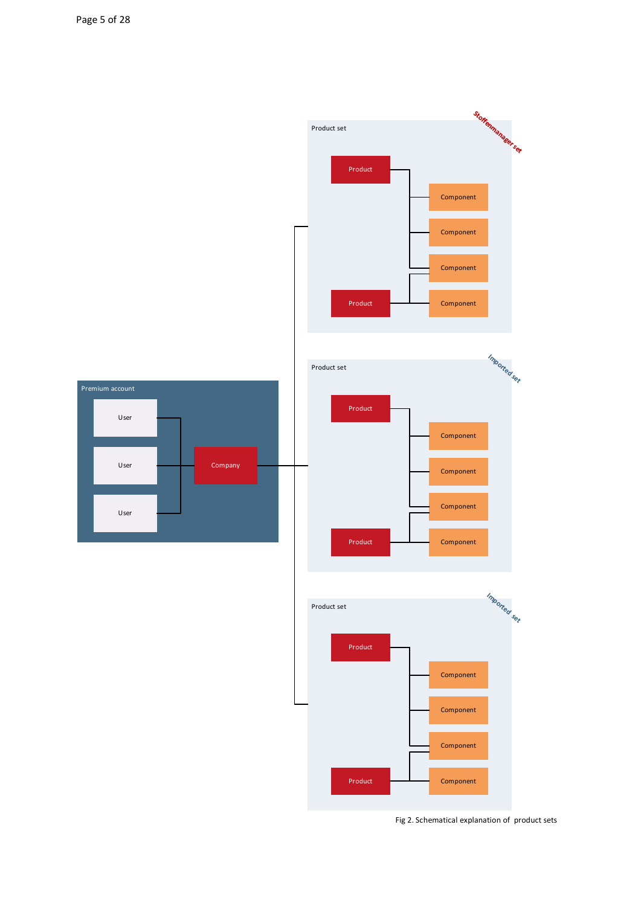Fig 2. Schematical explanation of product sets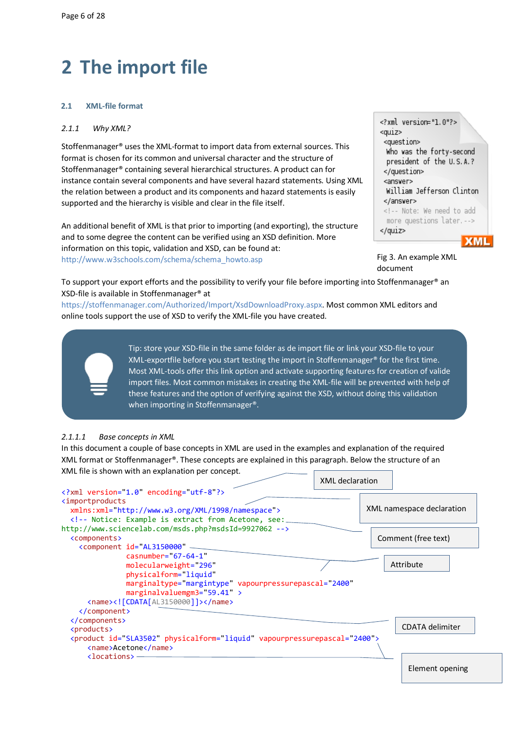# 2 The import file

## 2.1 XML-file format

### 2.1.1 *Why XML?*

Stoffenmanager® uses the XML-format to import data from external sources. This format is chosen for its common and universal character and the structure of Stoffenmanager® containing several hierarchical structures. A product can for instance contain several components and have several hazard statements. Using XML the relation between a product and its components and hazard statements is easily supported and the hierarchy is visible and clear in the file itself.

An additional benefit of XML is that prior to importing (and exporting), the structure and to some degree the content can be verified using an XSD definition. More information on this topic, validation and XSD, can be found at: http://www.w3schools.com/schema/schema_howto.asp

```
<?xml version="1.0"?>
<quiz>
 <question>
  Who was the forty-second
  president of the U.S.A.?
 </question>
 <answer>
  William Jefferson Clinton
 </answer>
 <!-- Note: We need to add
  more questions later.-->
</quiz>
```

Fig 3. An example XML document

To support your export efforts and the possibility to verify your file before importing into Stoffenmanager® an XSD-file is available in Stoffenmanager® at https://stoffenmanager.com/Authorized/Import/XsdDownloadProxy.aspx. Most common XML editors and online tools support the use of XSD to verify the XML-file you have created.

> Tip: store your XSD-file in the same folder as de import file or link your XSD-file to your XML-exportfile before you start testing the import in Stoffenmanager® for the first time. Most XML-tools offer this link option and activate supporting features for creation of valide import files. Most common mistakes in creating the XML-file will be prevented with help of these features and the option of verifying against the XSD, without doing this validation when importing in Stoffenmanager®.

#### 2.1.1.1 *Base concepts in XML*

In this document a couple of base concepts in XML are used in the examples and explanation of the required XML format or Stoffenmanager®. These concepts are explained in this paragraph. Below the structure of an XML file is shown with an explanation per concept.

```
<?xml version="1.0" encoding="utf-8"?>                          ← XML declaration
<importproducts
  xmlns:xml="http://www.w3.org/XML/1998/namespace">             ← XML namespace declaration
  <!-- Notice: Example is extract from Acetone, see:
http://www.sciencelab.com/msds.php?msdsId=9927062 -->           ← Comment (free text)
  <components>
    <component id="AL3150000"                                   ← Attribute
               casnumber="67-64-1"
               molecularweight="296"
               physicalform="liquid"
               marginaltype="margintype" vapourpressurepascal="2400"
               marginalvaluemgm3="59.41" >
      <name><![CDATA[AL3150000]]></name>                        ← CDATA delimiter
    </component>
  </components>
  <products>
  <product id="SLA3502" physicalform="liquid" vapourpressurepascal="2400">
      <name>Acetone</name>
      <locations>                                               ← Element opening
```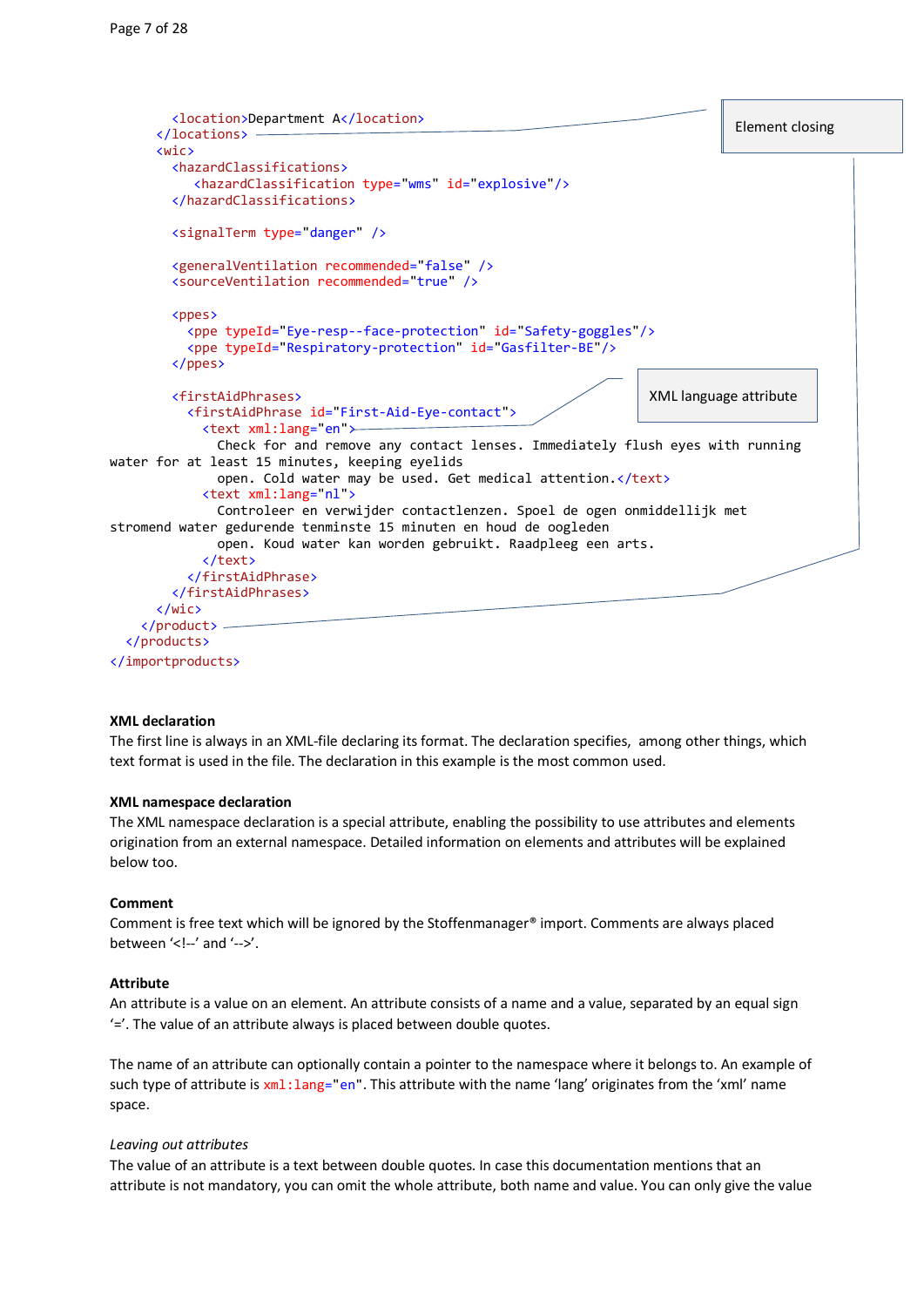```xml
      <location>Department A</location>
    </locations>
    <wic>
      <hazardClassifications>
         <hazardClassification type="wms" id="explosive"/>
      </hazardClassifications>

      <signalTerm type="danger" />

      <generalVentilation recommended="false" />
      <sourceVentilation recommended="true" />

      <ppes>
        <ppe typeId="Eye-resp--face-protection" id="Safety-goggles"/>
        <ppe typeId="Respiratory-protection" id="Gasfilter-BE"/>
      </ppes>

      <firstAidPhrases>
        <firstAidPhrase id="First-Aid-Eye-contact">
          <text xml:lang="en">
            Check for and remove any contact lenses. Immediately flush eyes with running
water for at least 15 minutes, keeping eyelids
            open. Cold water may be used. Get medical attention.</text>
          <text xml:lang="nl">
            Controleer en verwijder contactlenzen. Spoel de ogen onmiddellijk met
stromend water gedurende tenminste 15 minuten en houd de oogleden
            open. Koud water kan worden gebruikt. Raadpleeg een arts.
          </text>
        </firstAidPhrase>
      </firstAidPhrases>
    </wic>
  </product>
 </products>
</importproducts>
```

Element closing

XML language attribute

**XML declaration**

The first line is always in an XML-file declaring its format. The declaration specifies, among other things, which text format is used in the file. The declaration in this example is the most common used.

**XML namespace declaration**

The XML namespace declaration is a special attribute, enabling the possibility to use attributes and elements origination from an external namespace. Detailed information on elements and attributes will be explained below too.

**Comment**

Comment is free text which will be ignored by the Stoffenmanager® import. Comments are always placed between '<!--' and '-->'.

**Attribute**

An attribute is a value on an element. An attribute consists of a name and a value, separated by an equal sign '='. The value of an attribute always is placed between double quotes.

The name of an attribute can optionally contain a pointer to the namespace where it belongs to. An example of such type of attribute is `xml:lang="en"`. This attribute with the name 'lang' originates from the 'xml' name space.

*Leaving out attributes*

The value of an attribute is a text between double quotes. In case this documentation mentions that an attribute is not mandatory, you can omit the whole attribute, both name and value. You can only give the value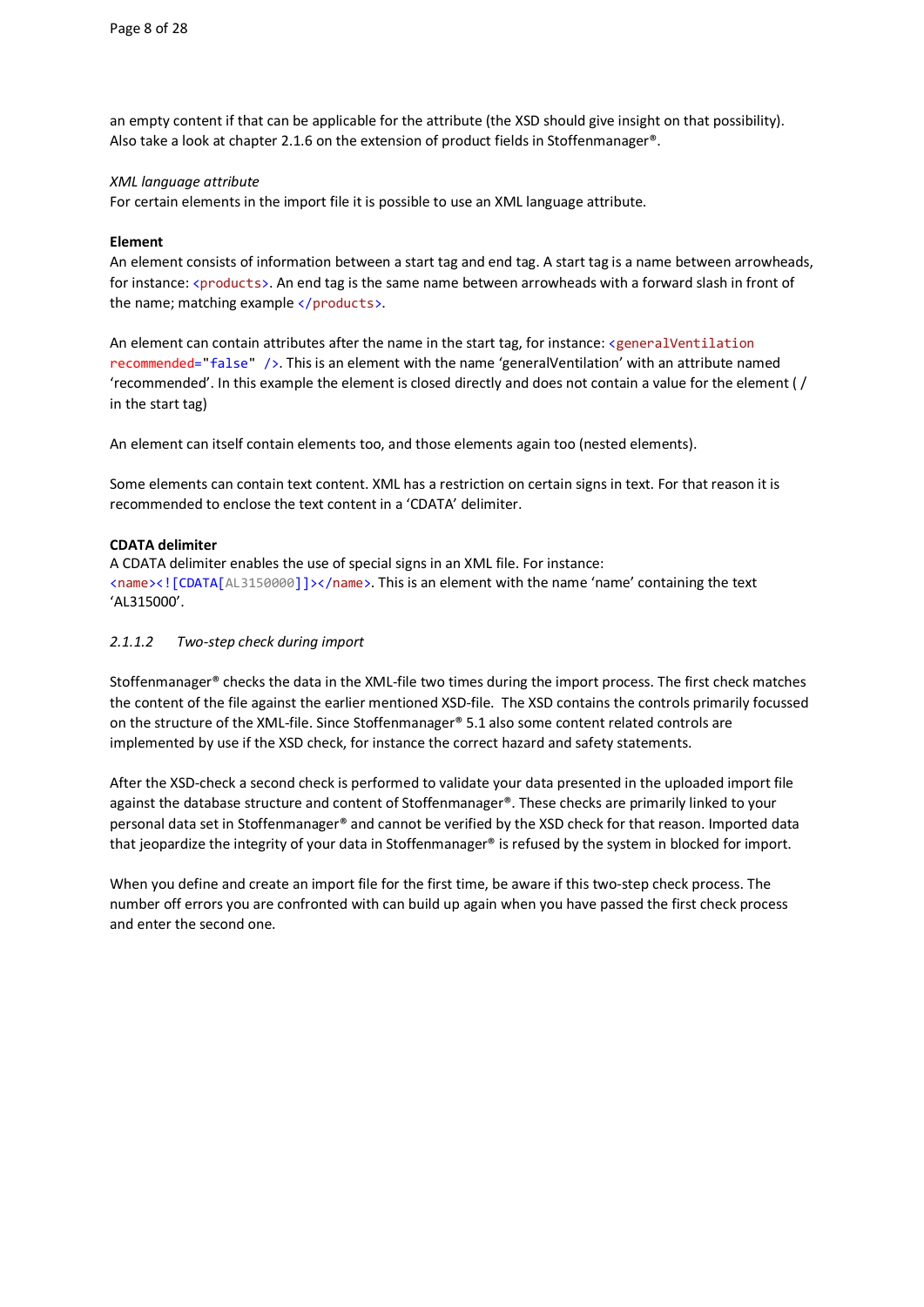an empty content if that can be applicable for the attribute (the XSD should give insight on that possibility). Also take a look at chapter 2.1.6 on the extension of product fields in Stoffenmanager®.

*XML language attribute*
For certain elements in the import file it is possible to use an XML language attribute.

**Element**
An element consists of information between a start tag and end tag. A start tag is a name between arrowheads, for instance: `<products>`. An end tag is the same name between arrowheads with a forward slash in front of the name; matching example `</products>`.

An element can contain attributes after the name in the start tag, for instance: `<generalVentilation recommended="false" />`. This is an element with the name 'generalVentilation' with an attribute named 'recommended'. In this example the element is closed directly and does not contain a value for the element ( / in the start tag)

An element can itself contain elements too, and those elements again too (nested elements).

Some elements can contain text content. XML has a restriction on certain signs in text. For that reason it is recommended to enclose the text content in a 'CDATA' delimiter.

**CDATA delimiter**
A CDATA delimiter enables the use of special signs in an XML file. For instance: `<name><![CDATA[AL3150000]]></name>`. This is an element with the name 'name' containing the text 'AL315000'.

*2.1.1.2 Two-step check during import*

Stoffenmanager® checks the data in the XML-file two times during the import process. The first check matches the content of the file against the earlier mentioned XSD-file. The XSD contains the controls primarily focussed on the structure of the XML-file. Since Stoffenmanager® 5.1 also some content related controls are implemented by use if the XSD check, for instance the correct hazard and safety statements.

After the XSD-check a second check is performed to validate your data presented in the uploaded import file against the database structure and content of Stoffenmanager®. These checks are primarily linked to your personal data set in Stoffenmanager® and cannot be verified by the XSD check for that reason. Imported data that jeopardize the integrity of your data in Stoffenmanager® is refused by the system in blocked for import.

When you define and create an import file for the first time, be aware if this two-step check process. The number off errors you are confronted with can build up again when you have passed the first check process and enter the second one.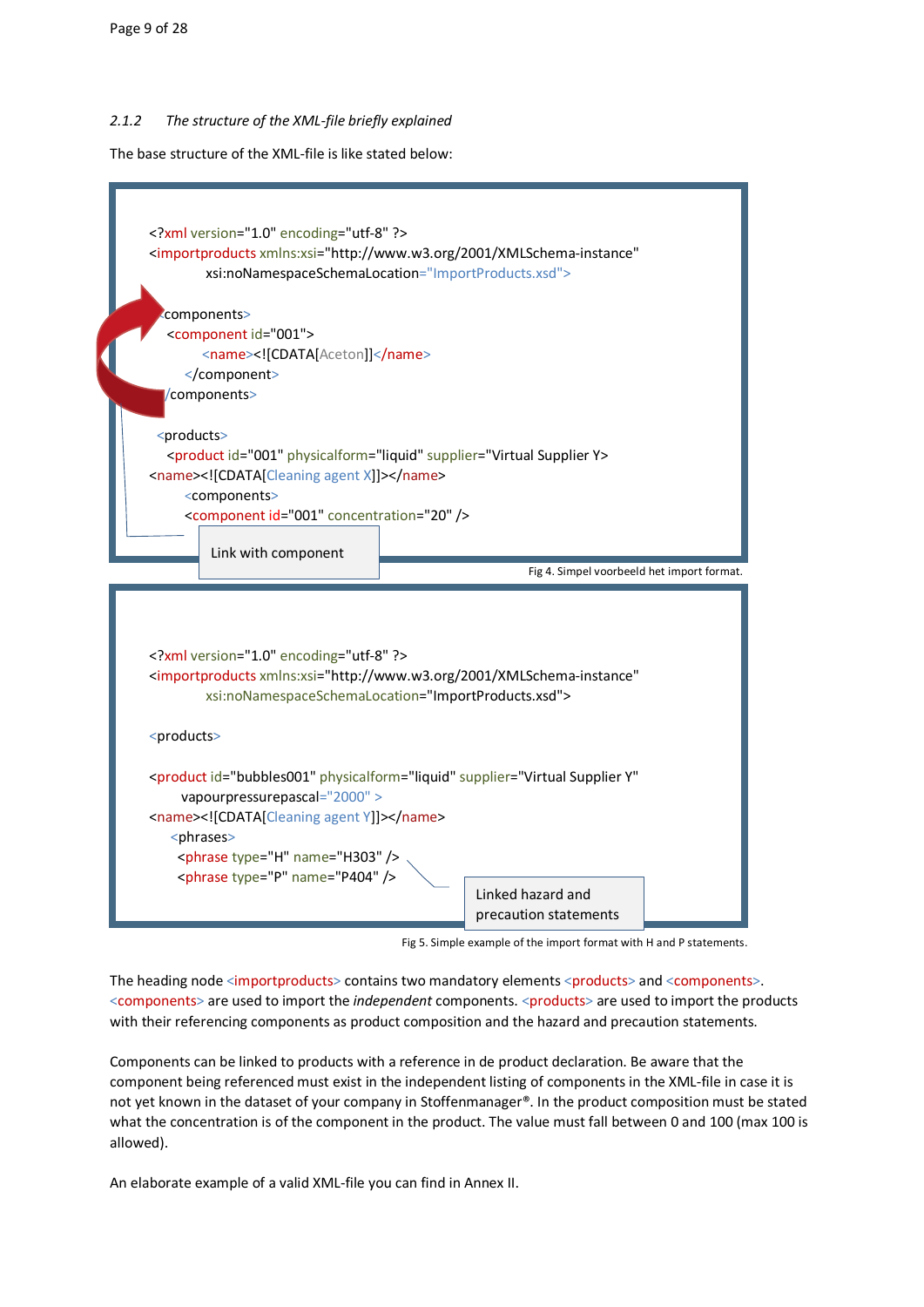### 2.1.2 *The structure of the XML-file briefly explained*

The base structure of the XML-file is like stated below:

```
<?xml version="1.0" encoding="utf-8" ?>
<importproducts xmlns:xsi="http://www.w3.org/2001/XMLSchema-instance"
        xsi:noNamespaceSchemaLocation="ImportProducts.xsd">

<components>
  <component id="001">
      <name><![CDATA[Aceton]]</name>
    </component>
</components>

 <products>
  <product id="001" physicalform="liquid" supplier="Virtual Supplier Y>
<name><![CDATA[Cleaning agent X]]></name>
    <components>
    <component id="001" concentration="20" />
```

Link with component

Fig 4. Simpel voorbeeld het import format.

```
<?xml version="1.0" encoding="utf-8" ?>
<importproducts xmlns:xsi="http://www.w3.org/2001/XMLSchema-instance"
        xsi:noNamespaceSchemaLocation="ImportProducts.xsd">

<products>

<product id="bubbles001" physicalform="liquid" supplier="Virtual Supplier Y"
     vapourpressurepascal="2000" >
<name><![CDATA[Cleaning agent Y]]></name>
   <phrases>
    <phrase type="H" name="H303" />
    <phrase type="P" name="P404" />
```

Linked hazard and precaution statements

Fig 5. Simple example of the import format with H and P statements.

The heading node <importproducts> contains two mandatory elements <products> and <components>. <components> are used to import the *independent* components. <products> are used to import the products with their referencing components as product composition and the hazard and precaution statements.

Components can be linked to products with a reference in de product declaration. Be aware that the component being referenced must exist in the independent listing of components in the XML-file in case it is not yet known in the dataset of your company in Stoffenmanager®. In the product composition must be stated what the concentration is of the component in the product. The value must fall between 0 and 100 (max 100 is allowed).

An elaborate example of a valid XML-file you can find in Annex II.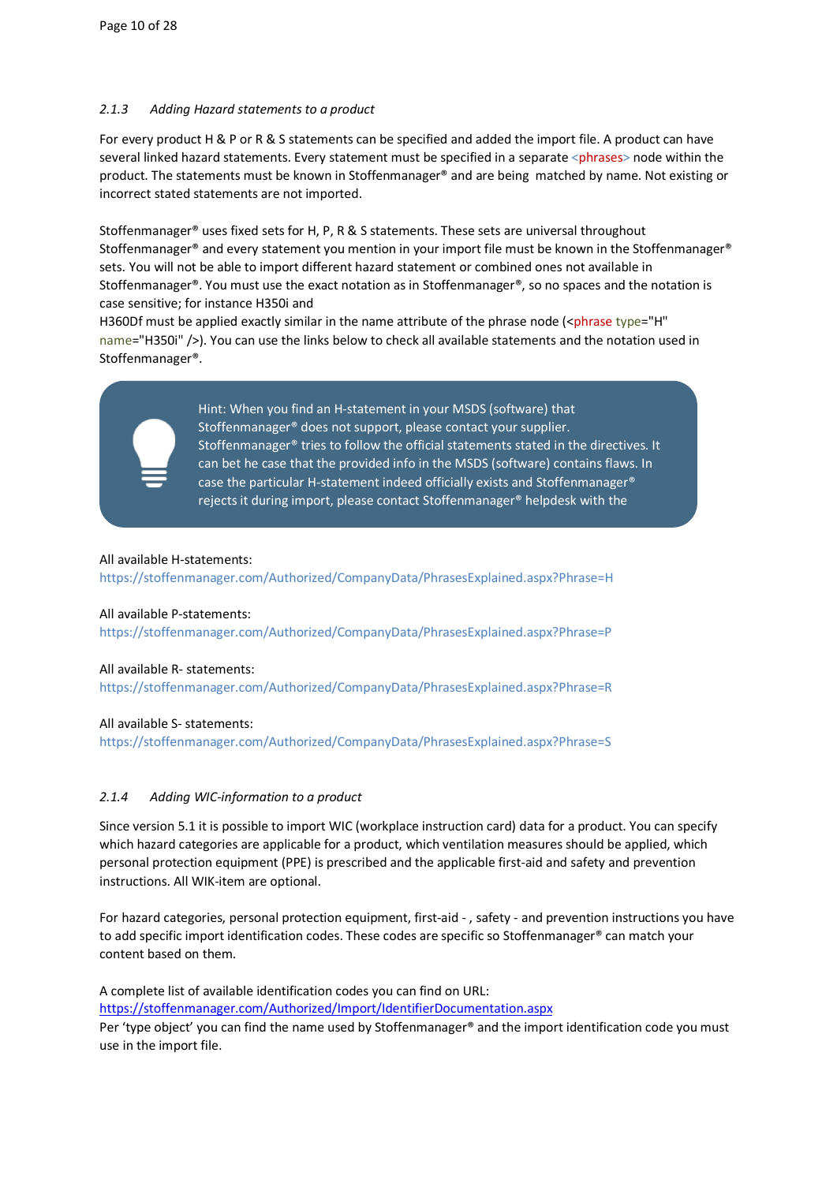### 2.1.3 Adding Hazard statements to a product

For every product H & P or R & S statements can be specified and added the import file. A product can have several linked hazard statements. Every statement must be specified in a separate <phrases> node within the product. The statements must be known in Stoffenmanager® and are being matched by name. Not existing or incorrect stated statements are not imported.

Stoffenmanager® uses fixed sets for H, P, R & S statements. These sets are universal throughout Stoffenmanager® and every statement you mention in your import file must be known in the Stoffenmanager® sets. You will not be able to import different hazard statement or combined ones not available in Stoffenmanager®. You must use the exact notation as in Stoffenmanager®, so no spaces and the notation is case sensitive; for instance H350i and H360Df must be applied exactly similar in the name attribute of the phrase node (<phrase type="H" name="H350i" />). You can use the links below to check all available statements and the notation used in Stoffenmanager®.

> Hint: When you find an H-statement in your MSDS (software) that Stoffenmanager® does not support, please contact your supplier. Stoffenmanager® tries to follow the official statements stated in the directives. It can bet he case that the provided info in the MSDS (software) contains flaws. In case the particular H-statement indeed officially exists and Stoffenmanager® rejects it during import, please contact Stoffenmanager® helpdesk with the

All available H-statements:
https://stoffenmanager.com/Authorized/CompanyData/PhrasesExplained.aspx?Phrase=H

All available P-statements:
https://stoffenmanager.com/Authorized/CompanyData/PhrasesExplained.aspx?Phrase=P

All available R- statements:
https://stoffenmanager.com/Authorized/CompanyData/PhrasesExplained.aspx?Phrase=R

All available S- statements:
https://stoffenmanager.com/Authorized/CompanyData/PhrasesExplained.aspx?Phrase=S

### 2.1.4 Adding WIC-information to a product

Since version 5.1 it is possible to import WIC (workplace instruction card) data for a product. You can specify which hazard categories are applicable for a product, which ventilation measures should be applied, which personal protection equipment (PPE) is prescribed and the applicable first-aid and safety and prevention instructions. All WIK-item are optional.

For hazard categories, personal protection equipment, first-aid - , safety - and prevention instructions you have to add specific import identification codes. These codes are specific so Stoffenmanager® can match your content based on them.

A complete list of available identification codes you can find on URL:
https://stoffenmanager.com/Authorized/Import/IdentifierDocumentation.aspx
Per 'type object' you can find the name used by Stoffenmanager® and the import identification code you must use in the import file.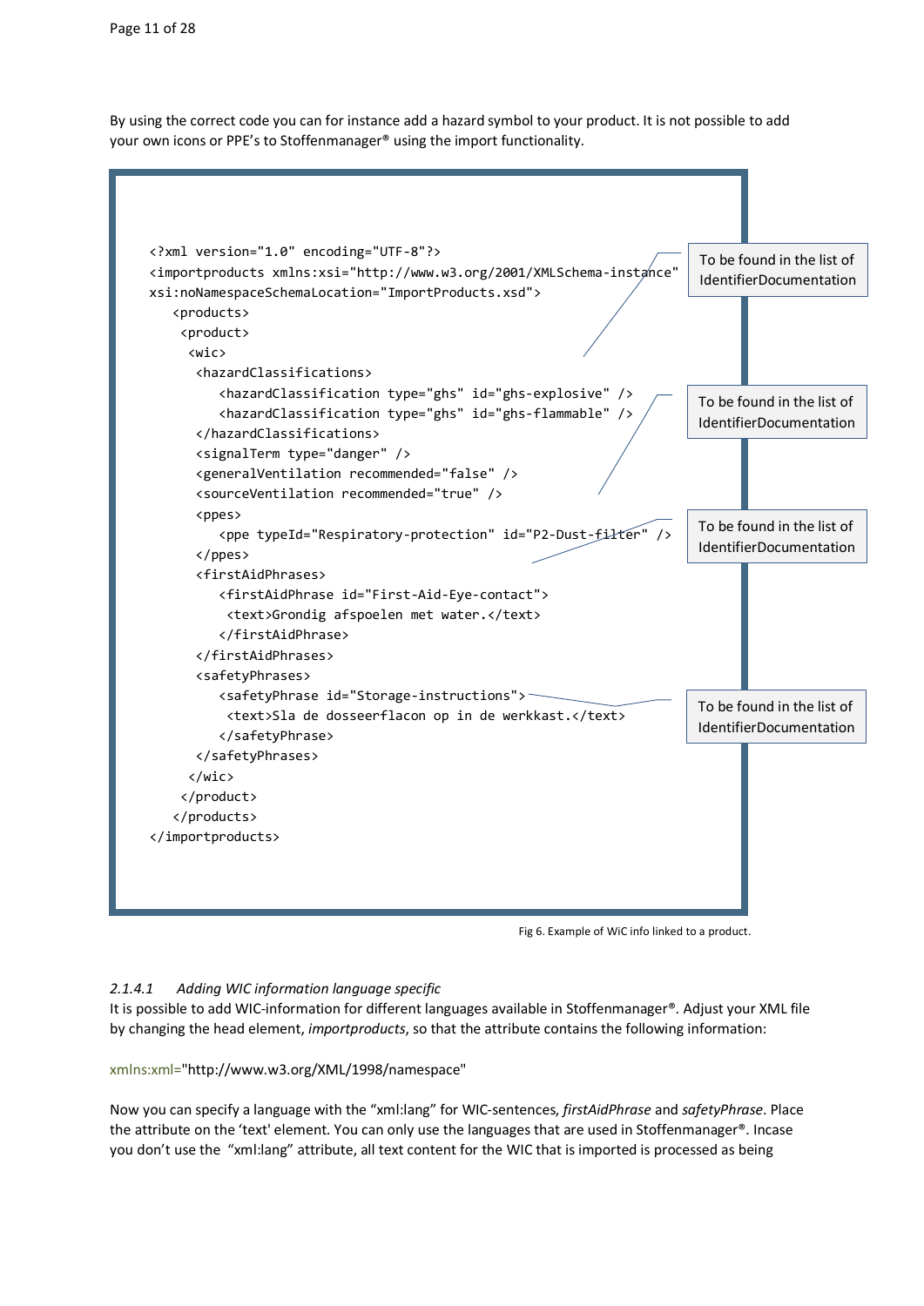By using the correct code you can for instance add a hazard symbol to your product. It is not possible to add your own icons or PPE's to Stoffenmanager® using the import functionality.

```
<?xml version="1.0" encoding="UTF-8"?>
<importproducts xmlns:xsi="http://www.w3.org/2001/XMLSchema-instance"
xsi:noNamespaceSchemaLocation="ImportProducts.xsd">
   <products>
    <product>
     <wic>
      <hazardClassifications>
         <hazardClassification type="ghs" id="ghs-explosive" />
         <hazardClassification type="ghs" id="ghs-flammable" />
      </hazardClassifications>
      <signalTerm type="danger" />
      <generalVentilation recommended="false" />
      <sourceVentilation recommended="true" />
      <ppes>
         <ppe typeId="Respiratory-protection" id="P2-Dust-filter" />
      </ppes>
      <firstAidPhrases>
         <firstAidPhrase id="First-Aid-Eye-contact">
          <text>Grondig afspoelen met water.</text>
         </firstAidPhrase>
      </firstAidPhrases>
      <safetyPhrases>
         <safetyPhrase id="Storage-instructions">
          <text>Sla de dosseerflacon op in de werkkast.</text>
         </safetyPhrase>
      </safetyPhrases>
     </wic>
    </product>
   </products>
</importproducts>
```

To be found in the list of IdentifierDocumentation

To be found in the list of IdentifierDocumentation

To be found in the list of IdentifierDocumentation

To be found in the list of IdentifierDocumentation

Fig 6. Example of WiC info linked to a product.

#### *2.1.4.1 Adding WIC information language specific*

It is possible to add WIC-information for different languages available in Stoffenmanager®. Adjust your XML file by changing the head element, *importproducts*, so that the attribute contains the following information:

xmlns:xml="http://www.w3.org/XML/1998/namespace"

Now you can specify a language with the "xml:lang" for WIC-sentences, *firstAidPhrase* and *safetyPhrase*. Place the attribute on the 'text' element. You can only use the languages that are used in Stoffenmanager®. Incase you don't use the "xml:lang" attribute, all text content for the WIC that is imported is processed as being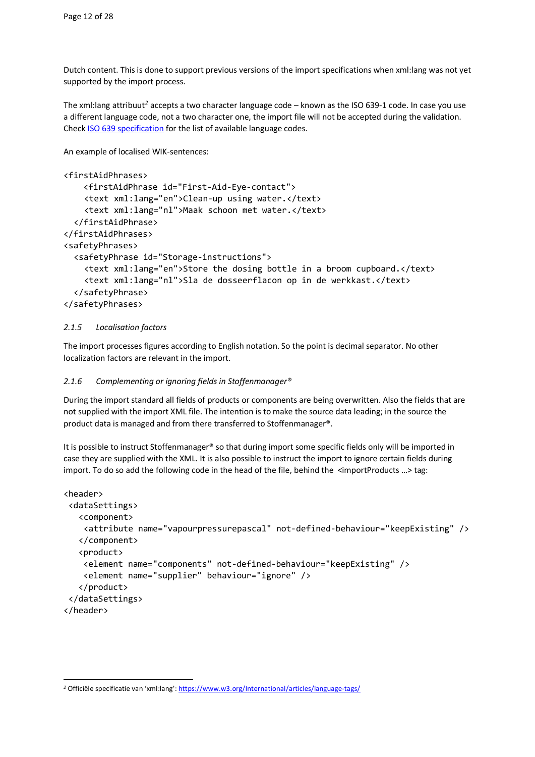Dutch content. This is done to support previous versions of the import specifications when xml:lang was not yet supported by the import process.

The xml:lang attribuut[2] accepts a two character language code – known as the ISO 639-1 code. In case you use a different language code, not a two character one, the import file will not be accepted during the validation. Check [ISO 639 specification] for the list of available language codes.

An example of localised WIK-sentences:

```
<firstAidPhrases>
    <firstAidPhrase id="First-Aid-Eye-contact">
    <text xml:lang="en">Clean-up using water.</text>
    <text xml:lang="nl">Maak schoon met water.</text>
  </firstAidPhrase>
</firstAidPhrases>
<safetyPhrases>
  <safetyPhrase id="Storage-instructions">
    <text xml:lang="en">Store the dosing bottle in a broom cupboard.</text>
    <text xml:lang="nl">Sla de dosseerflacon op in de werkkast.</text>
  </safetyPhrase>
</safetyPhrases>
```

### 2.1.5 *Localisation factors*

The import processes figures according to English notation. So the point is decimal separator. No other localization factors are relevant in the import.

### 2.1.6 *Complementing or ignoring fields in Stoffenmanager®*

During the import standard all fields of products or components are being overwritten. Also the fields that are not supplied with the import XML file. The intention is to make the source data leading; in the source the product data is managed and from there transferred to Stoffenmanager®.

It is possible to instruct Stoffenmanager® so that during import some specific fields only will be imported in case they are supplied with the XML. It is also possible to instruct the import to ignore certain fields during import. To do so add the following code in the head of the file, behind the <importProducts …> tag:

```
<header>
 <dataSettings>
   <component>
    <attribute name="vapourpressurepascal" not-defined-behaviour="keepExisting" />
   </component>
   <product>
    <element name="components" not-defined-behaviour="keepExisting" />
    <element name="supplier" behaviour="ignore" />
   </product>
 </dataSettings>
</header>
```

---

[2] Officiële specificatie van 'xml:lang': https://www.w3.org/International/articles/language-tags/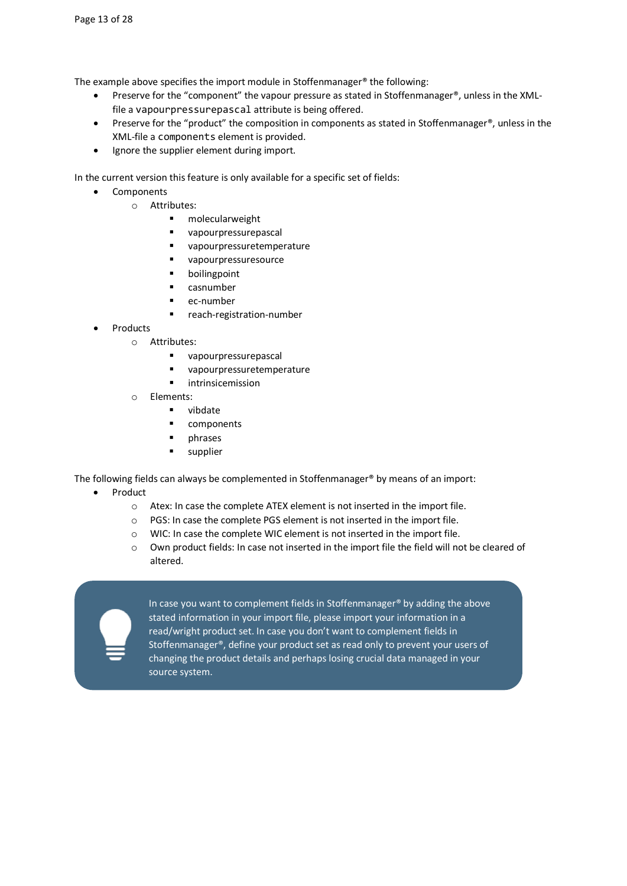The example above specifies the import module in Stoffenmanager® the following:

- Preserve for the "component" the vapour pressure as stated in Stoffenmanager®, unless in the XML-file a `vapourpressurepascal` attribute is being offered.
- Preserve for the "product" the composition in components as stated in Stoffenmanager®, unless in the XML-file a `components` element is provided.
- Ignore the supplier element during import.

In the current version this feature is only available for a specific set of fields:

- Components
  - Attributes:
    - molecularweight
    - vapourpressurepascal
    - vapourpressuretemperature
    - vapourpressuresource
    - boilingpoint
    - casnumber
    - ec-number
    - reach-registration-number
- Products
  - Attributes:
    - vapourpressurepascal
    - vapourpressuretemperature
    - intrinsicemission
  - Elements:
    - vibdate
    - components
    - phrases
    - supplier

The following fields can always be complemented in Stoffenmanager® by means of an import:

- Product
  - Atex: In case the complete ATEX element is not inserted in the import file.
  - PGS: In case the complete PGS element is not inserted in the import file.
  - WIC: In case the complete WIC element is not inserted in the import file.
  - Own product fields: In case not inserted in the import file the field will not be cleared of altered.

> In case you want to complement fields in Stoffenmanager® by adding the above stated information in your import file, please import your information in a read/wright product set. In case you don't want to complement fields in Stoffenmanager®, define your product set as read only to prevent your users of changing the product details and perhaps losing crucial data managed in your source system.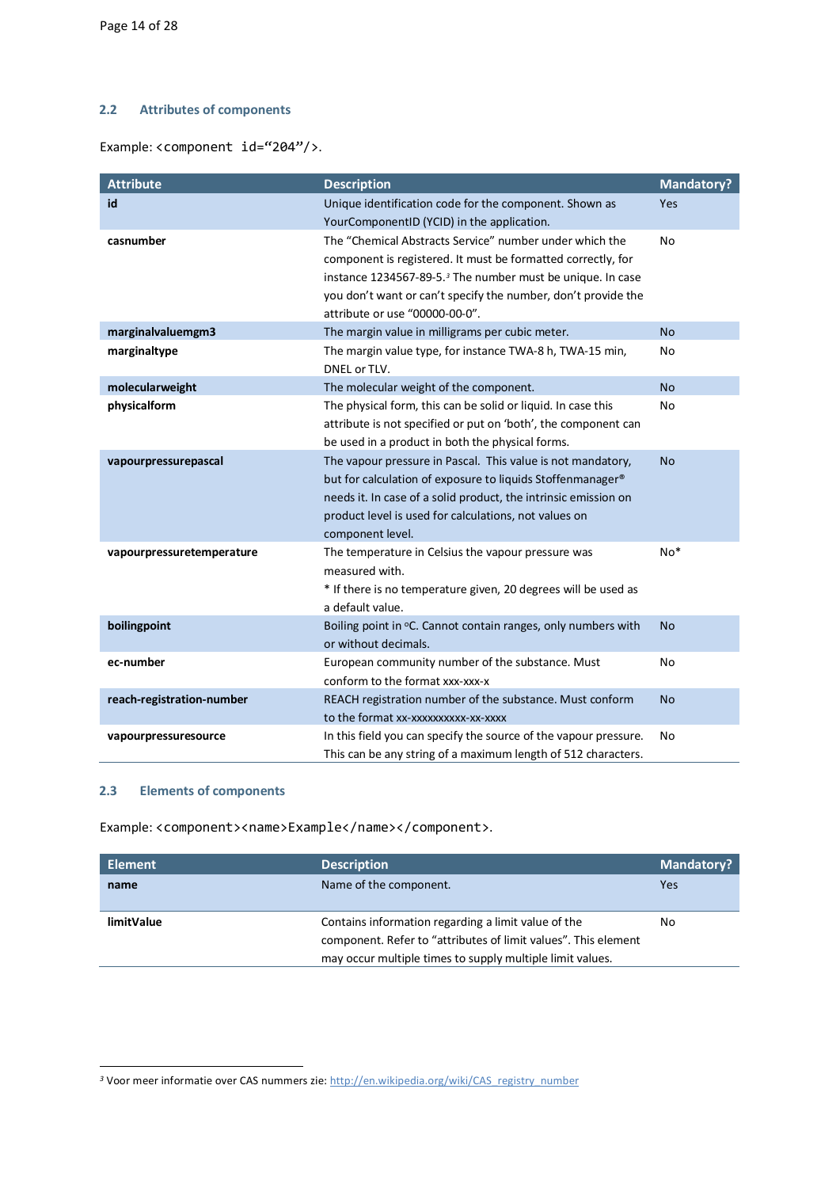## 2.2 Attributes of components

Example: `<component id="204"/>`.

| Attribute | Description | Mandatory? |
|---|---|---|
| **id** | Unique identification code for the component. Shown as YourComponentID (YCID) in the application. | Yes |
| **casnumber** | The "Chemical Abstracts Service" number under which the component is registered. It must be formatted correctly, for instance 1234567-89-5.[3] The number must be unique. In case you don't want or can't specify the number, don't provide the attribute or use "00000-00-0". | No |
| **marginalvaluemgm3** | The margin value in milligrams per cubic meter. | No |
| **marginaltype** | The margin value type, for instance TWA-8 h, TWA-15 min, DNEL or TLV. | No |
| **molecularweight** | The molecular weight of the component. | No |
| **physicalform** | The physical form, this can be solid or liquid. In case this attribute is not specified or put on 'both', the component can be used in a product in both the physical forms. | No |
| **vapourpressurepascal** | The vapour pressure in Pascal. This value is not mandatory, but for calculation of exposure to liquids Stoffenmanager® needs it. In case of a solid product, the intrinsic emission on product level is used for calculations, not values on component level. | No |
| **vapourpressuretemperature** | The temperature in Celsius the vapour pressure was measured with.<br>* If there is no temperature given, 20 degrees will be used as a default value. | No* |
| **boilingpoint** | Boiling point in °C. Cannot contain ranges, only numbers with or without decimals. | No |
| **ec-number** | European community number of the substance. Must conform to the format xxx-xxx-x | No |
| **reach-registration-number** | REACH registration number of the substance. Must conform to the format xx-xxxxxxxxxx-xx-xxxx | No |
| **vapourpressuresource** | In this field you can specify the source of the vapour pressure. This can be any string of a maximum length of 512 characters. | No |

## 2.3 Elements of components

Example: `<component><name>Example</name></component>`.

| Element | Description | Mandatory? |
|---|---|---|
| **name** | Name of the component. | Yes |
| **limitValue** | Contains information regarding a limit value of the component. Refer to "attributes of limit values". This element may occur multiple times to supply multiple limit values. | No |

---

[3] Voor meer informatie over CAS nummers zie: http://en.wikipedia.org/wiki/CAS_registry_number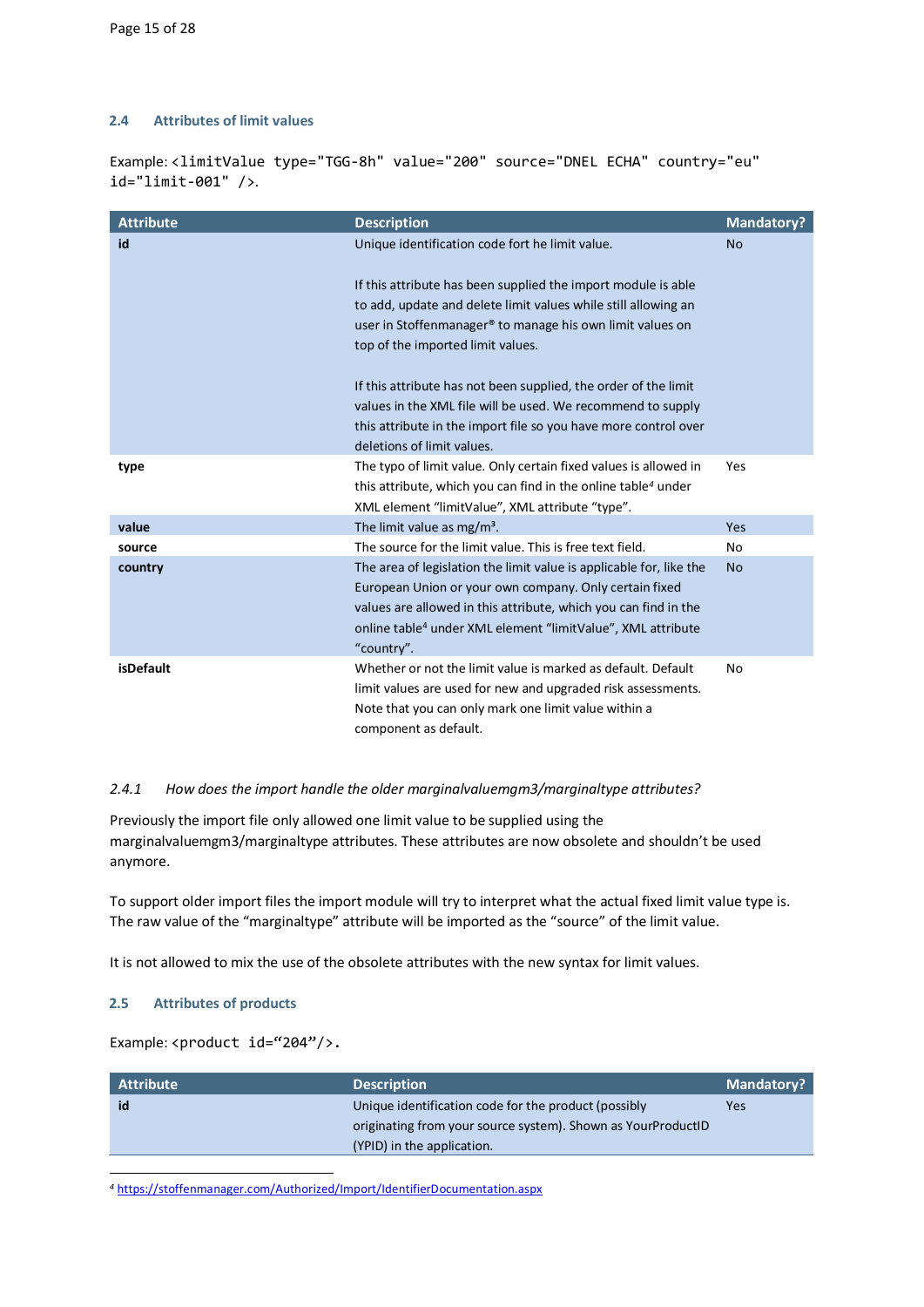### 2.4 Attributes of limit values

Example: `<limitValue type="TGG-8h" value="200" source="DNEL ECHA" country="eu" id="limit-001" />`.

| Attribute | Description | Mandatory? |
|---|---|---|
| **id** | Unique identification code fort he limit value.<br><br>If this attribute has been supplied the import module is able to add, update and delete limit values while still allowing an user in Stoffenmanager® to manage his own limit values on top of the imported limit values.<br><br>If this attribute has not been supplied, the order of the limit values in the XML file will be used. We recommend to supply this attribute in the import file so you have more control over deletions of limit values. | No |
| **type** | The typo of limit value. Only certain fixed values is allowed in this attribute, which you can find in the online table[4] under XML element “limitValue”, XML attribute “type”. | Yes |
| **value** | The limit value as mg/m³. | Yes |
| **source** | The source for the limit value. This is free text field. | No |
| **country** | The area of legislation the limit value is applicable for, like the European Union or your own company. Only certain fixed values are allowed in this attribute, which you can find in the online table[4] under XML element “limitValue”, XML attribute “country”. | No |
| **isDefault** | Whether or not the limit value is marked as default. Default limit values are used for new and upgraded risk assessments. Note that you can only mark one limit value within a component as default. | No |

#### *2.4.1 How does the import handle the older marginalvaluemgm3/marginaltype attributes?*

Previously the import file only allowed one limit value to be supplied using the marginalvaluemgm3/marginaltype attributes. These attributes are now obsolete and shouldn’t be used anymore.

To support older import files the import module will try to interpret what the actual fixed limit value type is. The raw value of the “marginaltype” attribute will be imported as the “source” of the limit value.

It is not allowed to mix the use of the obsolete attributes with the new syntax for limit values.

### 2.5 Attributes of products

Example: `<product id=“204”/>`.

| Attribute | Description | Mandatory? |
|---|---|---|
| **id** | Unique identification code for the product (possibly originating from your source system). Shown as YourProductID (YPID) in the application. | Yes |

[4] https://stoffenmanager.com/Authorized/Import/IdentifierDocumentation.aspx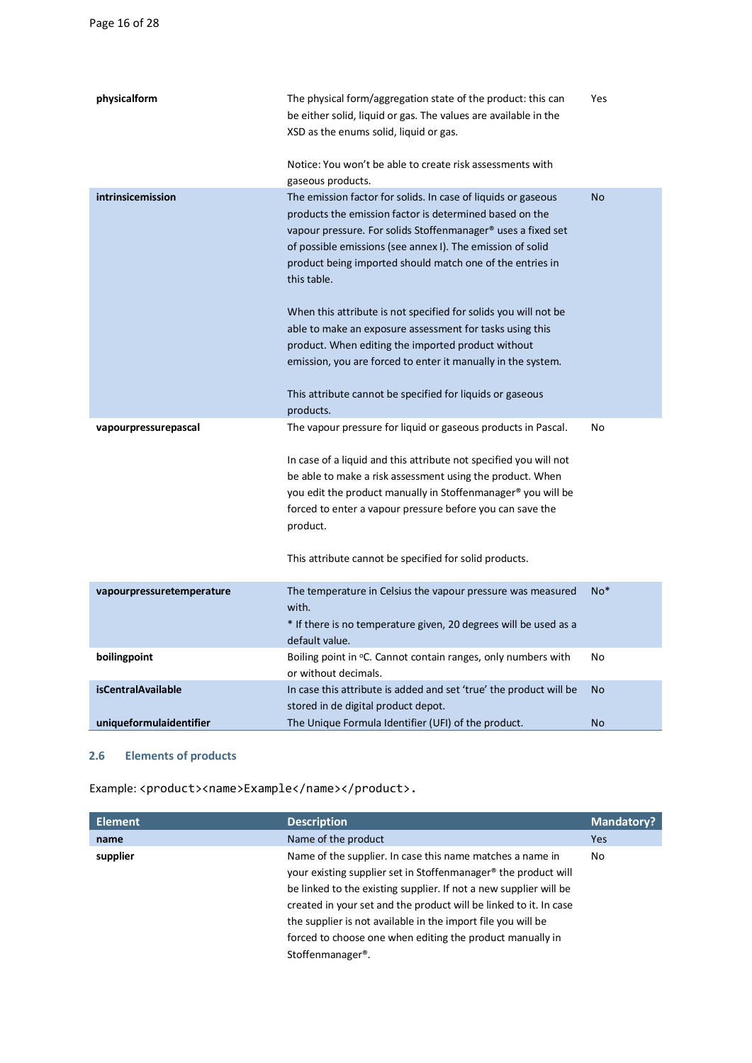| | | |
|---|---|---|
| **physicalform** | The physical form/aggregation state of the product: this can be either solid, liquid or gas. The values are available in the XSD as the enums solid, liquid or gas.<br><br>Notice: You won't be able to create risk assessments with gaseous products. | Yes |
| **intrinsicemission** | The emission factor for solids. In case of liquids or gaseous products the emission factor is determined based on the vapour pressure. For solids Stoffenmanager® uses a fixed set of possible emissions (see annex I). The emission of solid product being imported should match one of the entries in this table.<br><br>When this attribute is not specified for solids you will not be able to make an exposure assessment for tasks using this product. When editing the imported product without emission, you are forced to enter it manually in the system.<br><br>This attribute cannot be specified for liquids or gaseous products. | No |
| **vapourpressurepascal** | The vapour pressure for liquid or gaseous products in Pascal.<br><br>In case of a liquid and this attribute not specified you will not be able to make a risk assessment using the product. When you edit the product manually in Stoffenmanager® you will be forced to enter a vapour pressure before you can save the product.<br><br>This attribute cannot be specified for solid products. | No |
| **vapourpressuretemperature** | The temperature in Celsius the vapour pressure was measured with.<br>* If there is no temperature given, 20 degrees will be used as a default value. | No* |
| **boilingpoint** | Boiling point in °C. Cannot contain ranges, only numbers with or without decimals. | No |
| **isCentralAvailable** | In case this attribute is added and set 'true' the product will be stored in de digital product depot. | No |
| **uniqueformulaidentifier** | The Unique Formula Identifier (UFI) of the product. | No |

### 2.6 Elements of products

Example: `<product><name>Example</name></product>`.

| Element | Description | Mandatory? |
|---|---|---|
| **name** | Name of the product | Yes |
| **supplier** | Name of the supplier. In case this name matches a name in your existing supplier set in Stoffenmanager® the product will be linked to the existing supplier. If not a new supplier will be created in your set and the product will be linked to it. In case the supplier is not available in the import file you will be forced to choose one when editing the product manually in Stoffenmanager®. | No |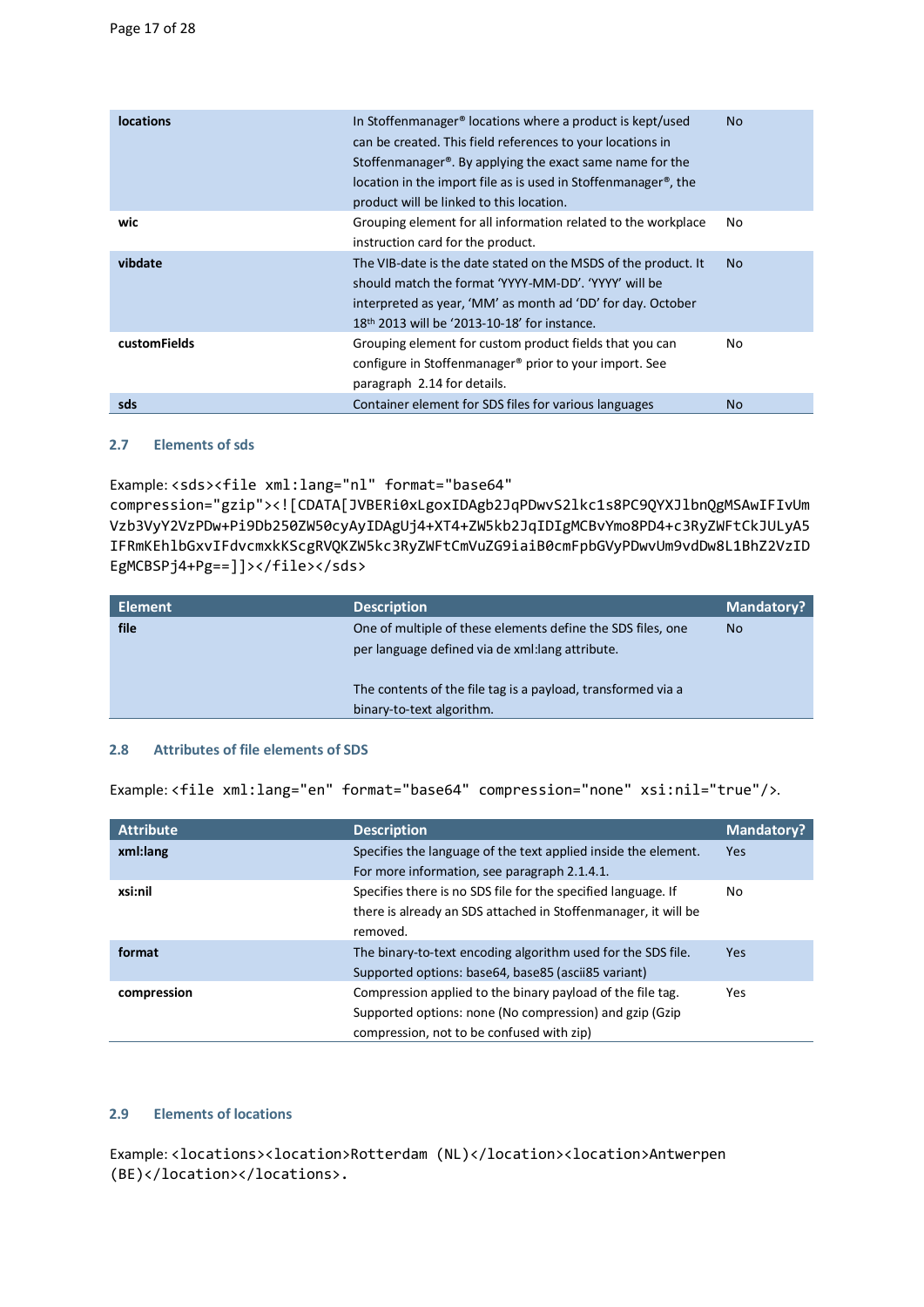| | | |
|---|---|---|
| **locations** | In Stoffenmanager® locations where a product is kept/used can be created. This field references to your locations in Stoffenmanager®. By applying the exact same name for the location in the import file as is used in Stoffenmanager®, the product will be linked to this location. | No |
| **wic** | Grouping element for all information related to the workplace instruction card for the product. | No |
| **vibdate** | The VIB-date is the date stated on the MSDS of the product. It should match the format 'YYYY-MM-DD'. 'YYYY' will be interpreted as year, 'MM' as month ad 'DD' for day. October 18th 2013 will be '2013-10-18' for instance. | No |
| **customFields** | Grouping element for custom product fields that you can configure in Stoffenmanager® prior to your import. See paragraph 2.14 for details. | No |
| **sds** | Container element for SDS files for various languages | No |

### 2.7 Elements of sds

Example: `<sds><file xml:lang="nl" format="base64" compression="gzip"><![CDATA[JVBERi0xLgoxIDAgb2JqPDwvS2lkc1s8PC9QYXJlbnQgMSAwIFIvUmVzb3VyY2VzPDw+Pi9Db250ZW50cyAyIDAgUj4+XT4+ZW5kb2JqIDIgMCBvYmo8PD4+c3RyZWFtCkJULyA5IFRmKEhlbGxvIFdvcmxkKScgRVQKZW5kc3RyZWFtCmVuZG9iaiB0cmFpbGVyPDwvUm9vdDw8L1BhZ2VzIDEgMCBSPj4+Pg==]]></file></sds>`

| Element | Description | Mandatory? |
|---|---|---|
| **file** | One of multiple of these elements define the SDS files, one per language defined via de xml:lang attribute.<br><br>The contents of the file tag is a payload, transformed via a binary-to-text algorithm. | No |

### 2.8 Attributes of file elements of SDS

Example: `<file xml:lang="en" format="base64" compression="none" xsi:nil="true"/>`.

| Attribute | Description | Mandatory? |
|---|---|---|
| **xml:lang** | Specifies the language of the text applied inside the element. For more information, see paragraph 2.1.4.1. | Yes |
| **xsi:nil** | Specifies there is no SDS file for the specified language. If there is already an SDS attached in Stoffenmanager, it will be removed. | No |
| **format** | The binary-to-text encoding algorithm used for the SDS file. Supported options: base64, base85 (ascii85 variant) | Yes |
| **compression** | Compression applied to the binary payload of the file tag. Supported options: none (No compression) and gzip (Gzip compression, not to be confused with zip) | Yes |

### 2.9 Elements of locations

Example: `<locations><location>Rotterdam (NL)</location><location>Antwerpen (BE)</location></locations>`.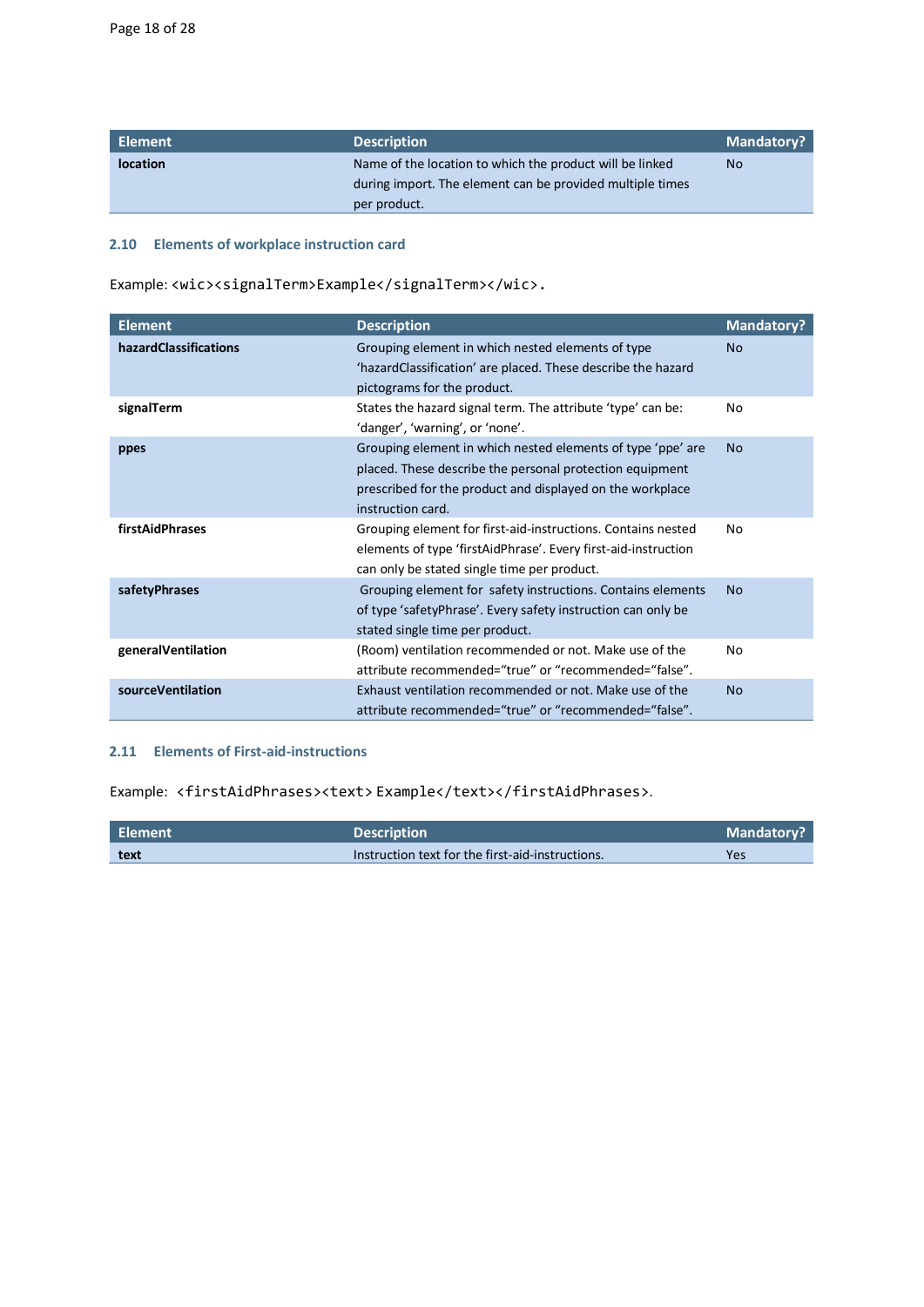| Element | Description | Mandatory? |
|---|---|---|
| **location** | Name of the location to which the product will be linked during import. The element can be provided multiple times per product. | No |

### 2.10 Elements of workplace instruction card

Example: `<wic><signalTerm>Example</signalTerm></wic>`.

| Element | Description | Mandatory? |
|---|---|---|
| **hazardClassifications** | Grouping element in which nested elements of type 'hazardClassification' are placed. These describe the hazard pictograms for the product. | No |
| **signalTerm** | States the hazard signal term. The attribute 'type' can be: 'danger', 'warning', or 'none'. | No |
| **ppes** | Grouping element in which nested elements of type 'ppe' are placed. These describe the personal protection equipment prescribed for the product and displayed on the workplace instruction card. | No |
| **firstAidPhrases** | Grouping element for first-aid-instructions. Contains nested elements of type 'firstAidPhrase'. Every first-aid-instruction can only be stated single time per product. | No |
| **safetyPhrases** | Grouping element for safety instructions. Contains elements of type 'safetyPhrase'. Every safety instruction can only be stated single time per product. | No |
| **generalVentilation** | (Room) ventilation recommended or not. Make use of the attribute recommended="true" or "recommended="false". | No |
| **sourceVentilation** | Exhaust ventilation recommended or not. Make use of the attribute recommended="true" or "recommended="false". | No |

### 2.11 Elements of First-aid-instructions

Example: `<firstAidPhrases><text> Example</text></firstAidPhrases>`.

| Element | Description | Mandatory? |
|---|---|---|
| **text** | Instruction text for the first-aid-instructions. | Yes |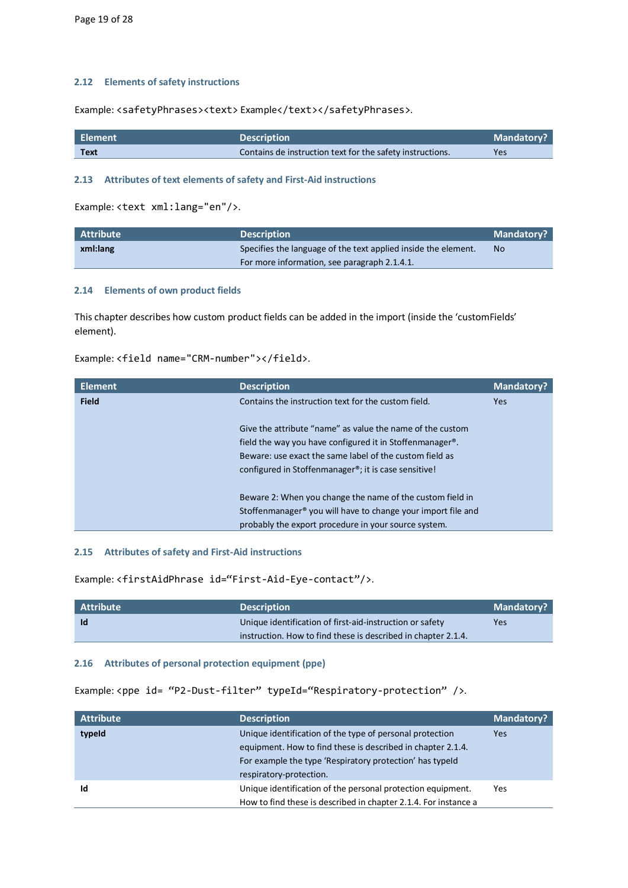## 2.12 Elements of safety instructions

Example: `<safetyPhrases><text> Example</text></safetyPhrases>`.

| Element | Description | Mandatory? |
|---|---|---|
| **Text** | Contains de instruction text for the safety instructions. | Yes |

## 2.13 Attributes of text elements of safety and First-Aid instructions

Example: `<text xml:lang="en"/>`.

| Attribute | Description | Mandatory? |
|---|---|---|
| **xml:lang** | Specifies the language of the text applied inside the element. For more information, see paragraph 2.1.4.1. | No |

## 2.14 Elements of own product fields

This chapter describes how custom product fields can be added in the import (inside the 'customFields' element).

Example: `<field name="CRM-number"></field>`.

| Element | Description | Mandatory? |
|---|---|---|
| **Field** | Contains the instruction text for the custom field.<br><br>Give the attribute "name" as value the name of the custom field the way you have configured it in Stoffenmanager®. Beware: use exact the same label of the custom field as configured in Stoffenmanager®; it is case sensitive!<br><br>Beware 2: When you change the name of the custom field in Stoffenmanager® you will have to change your import file and probably the export procedure in your source system. | Yes |

## 2.15 Attributes of safety and First-Aid instructions

Example: `<firstAidPhrase id="First-Aid-Eye-contact"/>`.

| Attribute | Description | Mandatory? |
|---|---|---|
| **Id** | Unique identification of first-aid-instruction or safety instruction. How to find these is described in chapter 2.1.4. | Yes |

## 2.16 Attributes of personal protection equipment (ppe)

Example: `<ppe id= "P2-Dust-filter" typeId="Respiratory-protection" />`.

| Attribute | Description | Mandatory? |
|---|---|---|
| **typeId** | Unique identification of the type of personal protection equipment. How to find these is described in chapter 2.1.4. For example the type 'Respiratory protection' has typeId respiratory-protection. | Yes |
| **Id** | Unique identification of the personal protection equipment. How to find these is described in chapter 2.1.4. For instance a | Yes |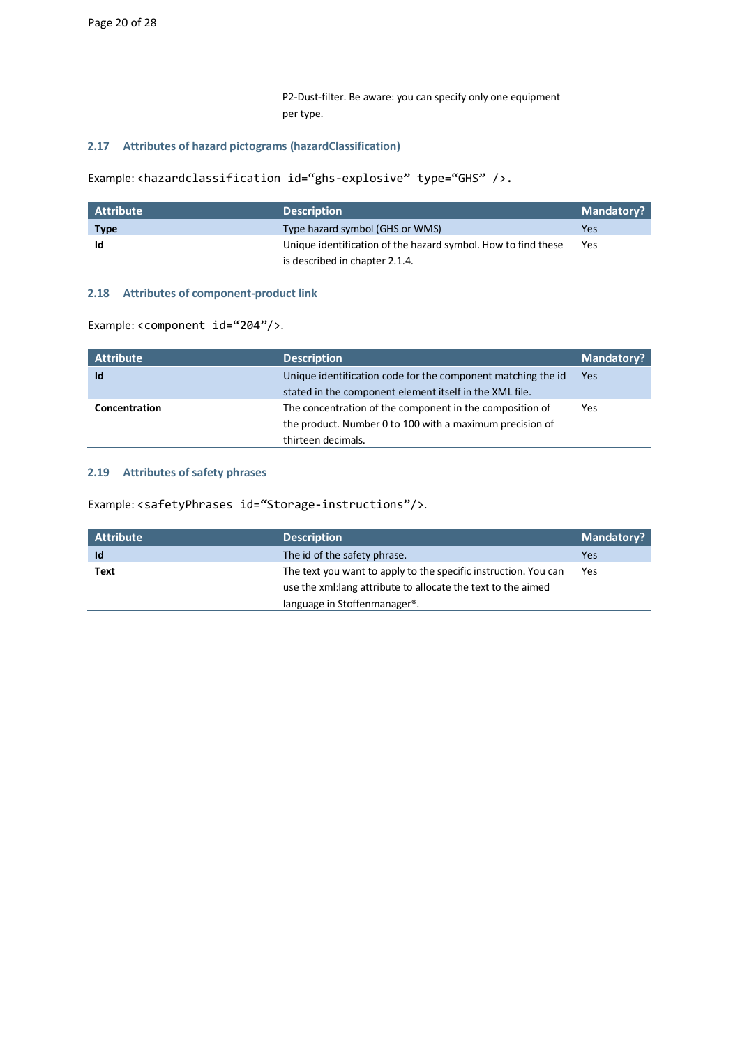P2-Dust-filter. Be aware: you can specify only one equipment per type.

### 2.17 Attributes of hazard pictograms (hazardClassification)

Example: `<hazardclassification id=“ghs-explosive” type=“GHS” />.`

| Attribute | Description | Mandatory? |
|---|---|---|
| **Type** | Type hazard symbol (GHS or WMS) | Yes |
| **Id** | Unique identification of the hazard symbol. How to find these is described in chapter 2.1.4. | Yes |

### 2.18 Attributes of component-product link

Example: `<component id=“204”/>`.

| Attribute | Description | Mandatory? |
|---|---|---|
| **Id** | Unique identification code for the component matching the id stated in the component element itself in the XML file. | Yes |
| **Concentration** | The concentration of the component in the composition of the product. Number 0 to 100 with a maximum precision of thirteen decimals. | Yes |

### 2.19 Attributes of safety phrases

Example: `<safetyPhrases id=“Storage-instructions”/>`.

| Attribute | Description | Mandatory? |
|---|---|---|
| **Id** | The id of the safety phrase. | Yes |
| **Text** | The text you want to apply to the specific instruction. You can use the xml:lang attribute to allocate the text to the aimed language in Stoffenmanager®. | Yes |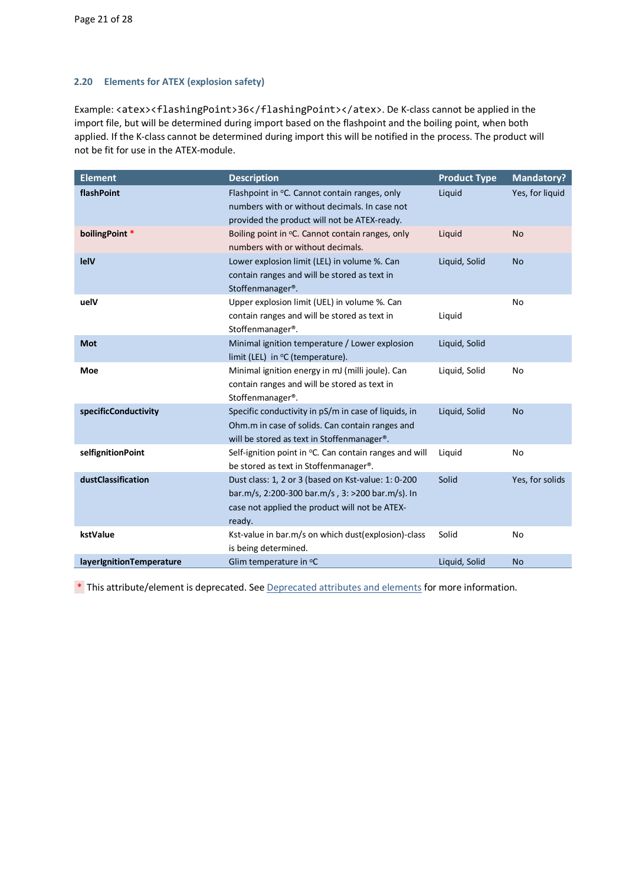## 2.20 Elements for ATEX (explosion safety)

Example: `<atex><flashingPoint>36</flashingPoint></atex>`. De K-class cannot be applied in the import file, but will be determined during import based on the flashpoint and the boiling point, when both applied. If the K-class cannot be determined during import this will be notified in the process. The product will not be fit for use in the ATEX-module.

| Element | Description | Product Type | Mandatory? |
|---|---|---|---|
| **flashPoint** | Flashpoint in °C. Cannot contain ranges, only numbers with or without decimals. In case not provided the product will not be ATEX-ready. | Liquid | Yes, for liquid |
| **boilingPoint** * | Boiling point in °C. Cannot contain ranges, only numbers with or without decimals. | Liquid | No |
| **lelV** | Lower explosion limit (LEL) in volume %. Can contain ranges and will be stored as text in Stoffenmanager®. | Liquid, Solid | No |
| **uelV** | Upper explosion limit (UEL) in volume %. Can contain ranges and will be stored as text in Stoffenmanager®. | Liquid | No |
| **Mot** | Minimal ignition temperature / Lower explosion limit (LEL) in °C (temperature). | Liquid, Solid | |
| **Moe** | Minimal ignition energy in mJ (milli joule). Can contain ranges and will be stored as text in Stoffenmanager®. | Liquid, Solid | No |
| **specificConductivity** | Specific conductivity in pS/m in case of liquids, in Ohm.m in case of solids. Can contain ranges and will be stored as text in Stoffenmanager®. | Liquid, Solid | No |
| **selfignitionPoint** | Self-ignition point in °C. Can contain ranges and will be stored as text in Stoffenmanager®. | Liquid | No |
| **dustClassification** | Dust class: 1, 2 or 3 (based on Kst-value: 1: 0-200 bar.m/s, 2:200-300 bar.m/s , 3: >200 bar.m/s). In case not applied the product will not be ATEX-ready. | Solid | Yes, for solids |
| **kstValue** | Kst-value in bar.m/s on which dust(explosion)-class is being determined. | Solid | No |
| **layerIgnitionTemperature** | Glim temperature in °C | Liquid, Solid | No |

* This attribute/element is deprecated. See Deprecated attributes and elements for more information.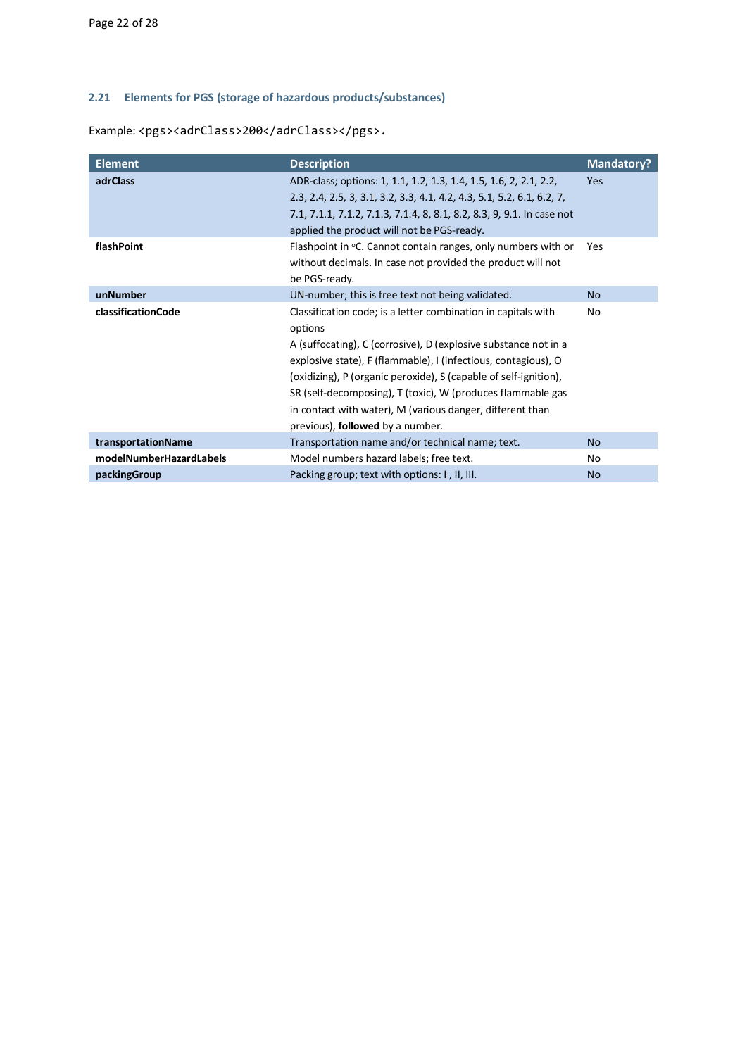## 2.21 Elements for PGS (storage of hazardous products/substances)

Example: `<pgs><adrClass>200</adrClass></pgs>`.

| Element | Description | Mandatory? |
|---|---|---|
| **adrClass** | ADR-class; options: 1, 1.1, 1.2, 1.3, 1.4, 1.5, 1.6, 2, 2.1, 2.2, 2.3, 2.4, 2.5, 3, 3.1, 3.2, 3.3, 4.1, 4.2, 4.3, 5.1, 5.2, 6.1, 6.2, 7, 7.1, 7.1.1, 7.1.2, 7.1.3, 7.1.4, 8, 8.1, 8.2, 8.3, 9, 9.1. In case not applied the product will not be PGS-ready. | Yes |
| **flashPoint** | Flashpoint in °C. Cannot contain ranges, only numbers with or without decimals. In case not provided the product will not be PGS-ready. | Yes |
| **unNumber** | UN-number; this is free text not being validated. | No |
| **classificationCode** | Classification code; is a letter combination in capitals with options A (suffocating), C (corrosive), D (explosive substance not in a explosive state), F (flammable), I (infectious, contagious), O (oxidizing), P (organic peroxide), S (capable of self-ignition), SR (self-decomposing), T (toxic), W (produces flammable gas in contact with water), M (various danger, different than previous), **followed** by a number. | No |
| **transportationName** | Transportation name and/or technical name; text. | No |
| **modelNumberHazardLabels** | Model numbers hazard labels; free text. | No |
| **packingGroup** | Packing group; text with options: I , II, III. | No |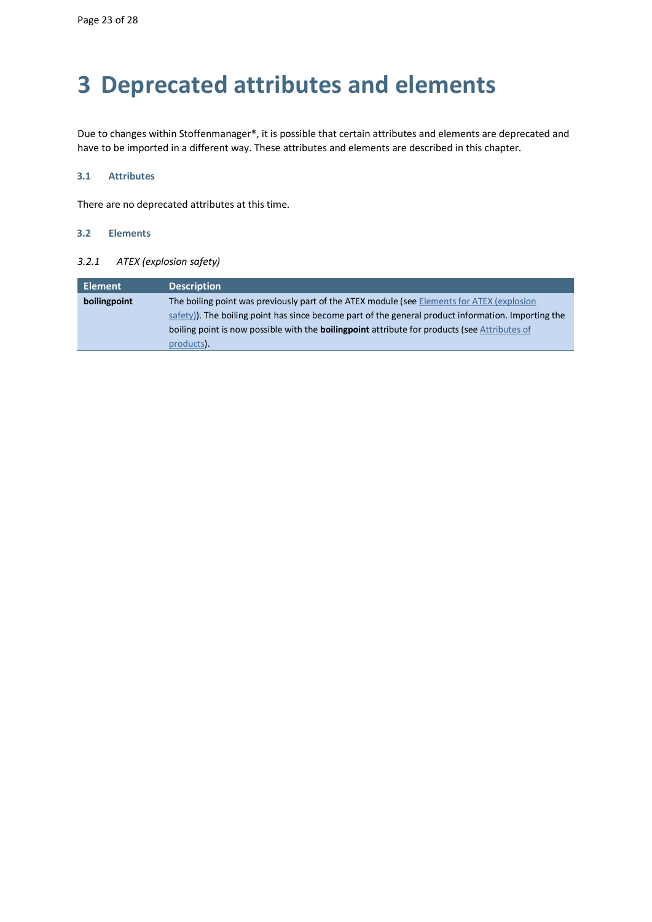# 3 Deprecated attributes and elements

Due to changes within Stoffenmanager®, it is possible that certain attributes and elements are deprecated and have to be imported in a different way. These attributes and elements are described in this chapter.

## 3.1 Attributes

There are no deprecated attributes at this time.

## 3.2 Elements

### *3.2.1 ATEX (explosion safety)*

| Element | Description |
| --- | --- |
| **boilingpoint** | The boiling point was previously part of the ATEX module (see Elements for ATEX (explosion safety)). The boiling point has since become part of the general product information. Importing the boiling point is now possible with the **boilingpoint** attribute for products (see Attributes of products). |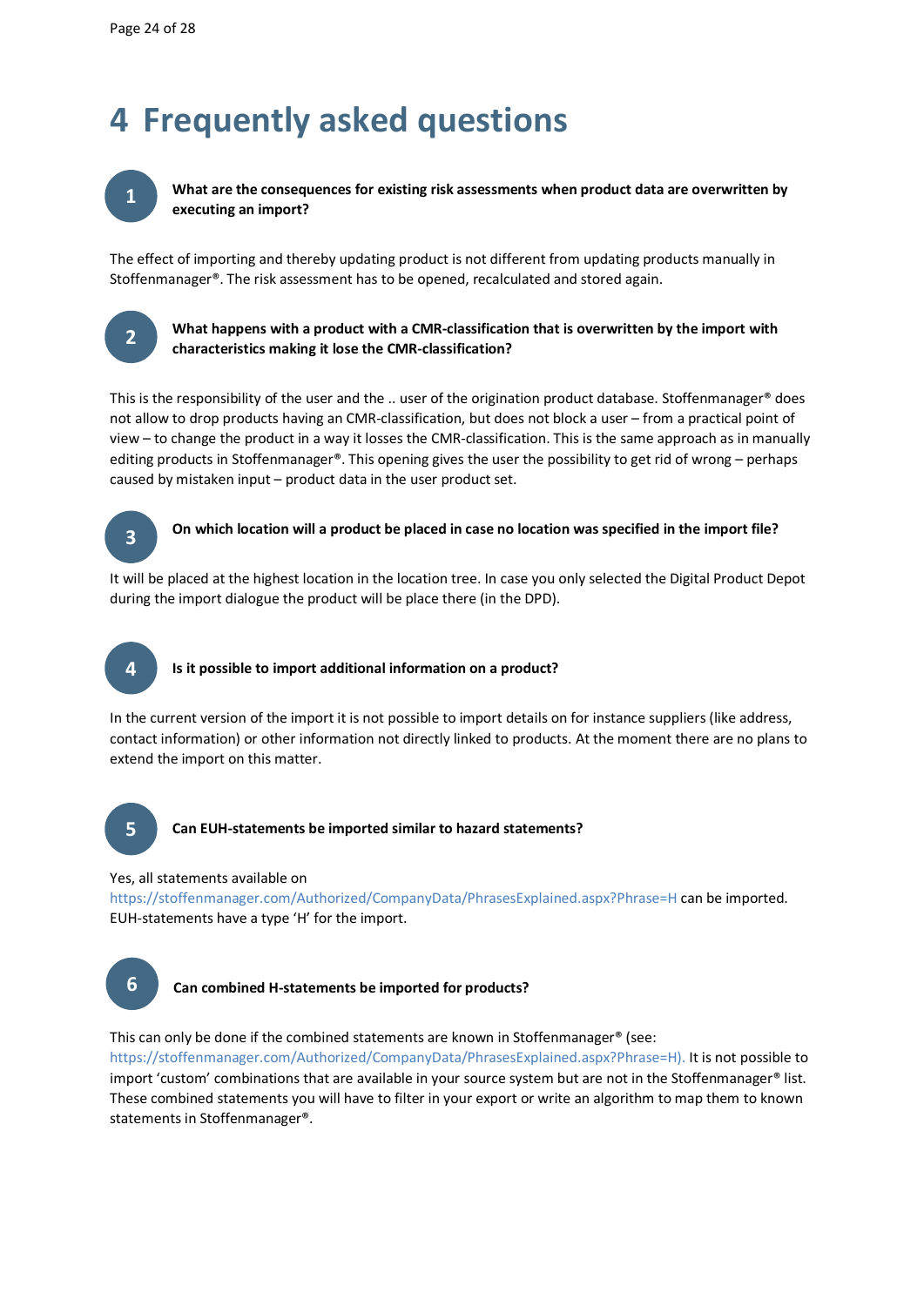# 4 Frequently asked questions

**1** **What are the consequences for existing risk assessments when product data are overwritten by executing an import?**

The effect of importing and thereby updating product is not different from updating products manually in Stoffenmanager®. The risk assessment has to be opened, recalculated and stored again.

**2** **What happens with a product with a CMR-classification that is overwritten by the import with characteristics making it lose the CMR-classification?**

This is the responsibility of the user and the .. user of the origination product database. Stoffenmanager® does not allow to drop products having an CMR-classification, but does not block a user – from a practical point of view – to change the product in a way it losses the CMR-classification. This is the same approach as in manually editing products in Stoffenmanager®. This opening gives the user the possibility to get rid of wrong – perhaps caused by mistaken input – product data in the user product set.

**3** **On which location will a product be placed in case no location was specified in the import file?**

It will be placed at the highest location in the location tree. In case you only selected the Digital Product Depot during the import dialogue the product will be place there (in the DPD).

**4** **Is it possible to import additional information on a product?**

In the current version of the import it is not possible to import details on for instance suppliers (like address, contact information) or other information not directly linked to products. At the moment there are no plans to extend the import on this matter.

**5** **Can EUH-statements be imported similar to hazard statements?**

Yes, all statements available on https://stoffenmanager.com/Authorized/CompanyData/PhrasesExplained.aspx?Phrase=H can be imported. EUH-statements have a type 'H' for the import.

**6** **Can combined H-statements be imported for products?**

This can only be done if the combined statements are known in Stoffenmanager® (see: https://stoffenmanager.com/Authorized/CompanyData/PhrasesExplained.aspx?Phrase=H). It is not possible to import 'custom' combinations that are available in your source system but are not in the Stoffenmanager® list. These combined statements you will have to filter in your export or write an algorithm to map them to known statements in Stoffenmanager®.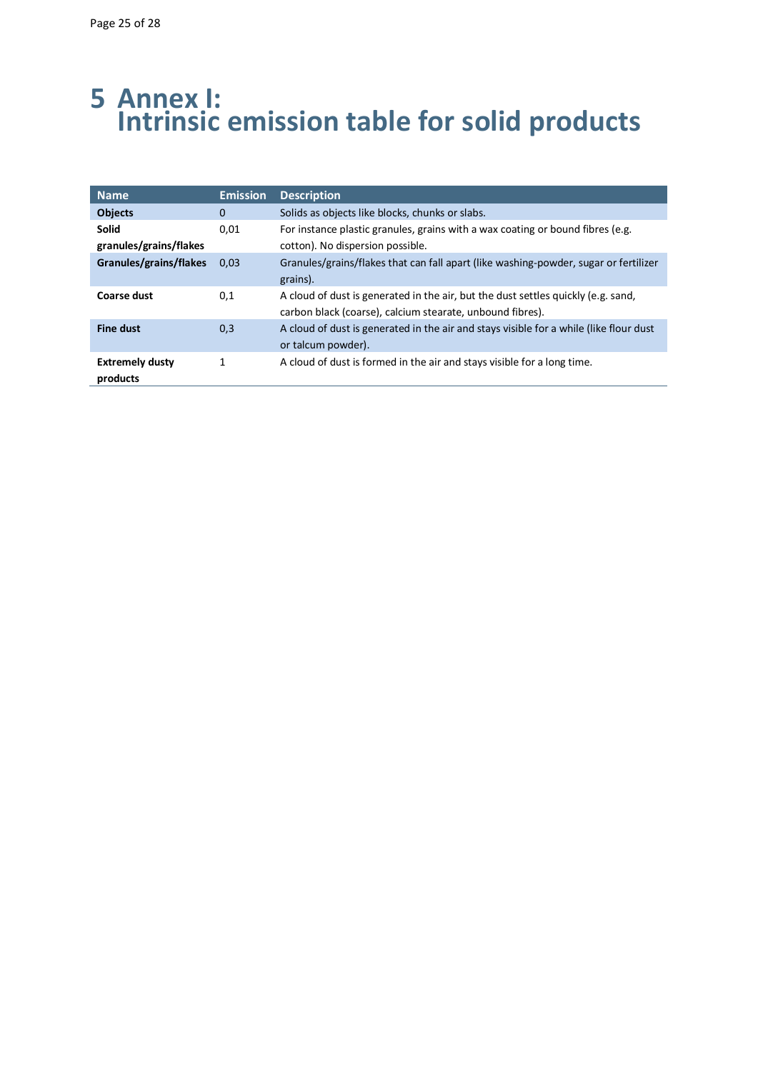# 5 Annex I: Intrinsic emission table for solid products

| Name | Emission | Description |
|---|---|---|
| **Objects** | 0 | Solids as objects like blocks, chunks or slabs. |
| **Solid granules/grains/flakes** | 0,01 | For instance plastic granules, grains with a wax coating or bound fibres (e.g. cotton). No dispersion possible. |
| **Granules/grains/flakes** | 0,03 | Granules/grains/flakes that can fall apart (like washing-powder, sugar or fertilizer grains). |
| **Coarse dust** | 0,1 | A cloud of dust is generated in the air, but the dust settles quickly (e.g. sand, carbon black (coarse), calcium stearate, unbound fibres). |
| **Fine dust** | 0,3 | A cloud of dust is generated in the air and stays visible for a while (like flour dust or talcum powder). |
| **Extremely dusty products** | 1 | A cloud of dust is formed in the air and stays visible for a long time. |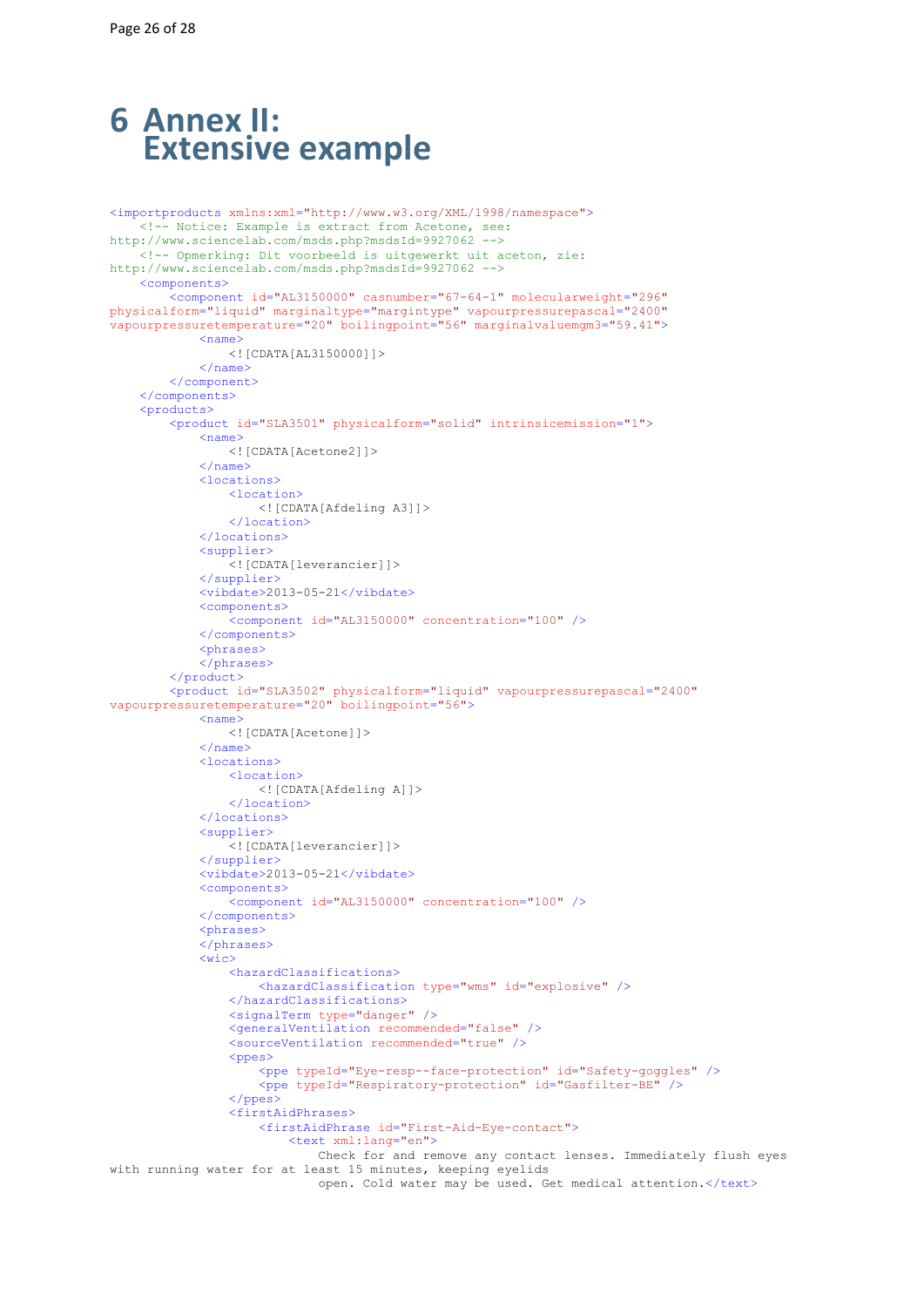# 6 Annex II: Extensive example

```
<importproducts xmlns:xml="http://www.w3.org/XML/1998/namespace">
    <!-- Notice: Example is extract from Acetone, see:
http://www.sciencelab.com/msds.php?msdsId=9927062 -->
    <!-- Opmerking: Dit voorbeeld is uitgewerkt uit aceton, zie:
http://www.sciencelab.com/msds.php?msdsId=9927062 -->
    <components>
        <component id="AL3150000" casnumber="67-64-1" molecularweight="296"
physicalform="liquid" marginaltype="margintype" vapourpressurepascal="2400"
vapourpressuretemperature="20" boilingpoint="56" marginalvaluemgm3="59.41">
            <name>
                <![CDATA[AL3150000]]>
            </name>
        </component>
    </components>
    <products>
        <product id="SLA3501" physicalform="solid" intrinsicemission="1">
            <name>
                <![CDATA[Acetone2]]>
            </name>
            <locations>
                <location>
                    <![CDATA[Afdeling A3]]>
                </location>
            </locations>
            <supplier>
                <![CDATA[leverancier]]>
            </supplier>
            <vibdate>2013-05-21</vibdate>
            <components>
                <component id="AL3150000" concentration="100" />
            </components>
            <phrases>
            </phrases>
        </product>
        <product id="SLA3502" physicalform="liquid" vapourpressurepascal="2400"
vapourpressuretemperature="20" boilingpoint="56">
            <name>
                <![CDATA[Acetone]]>
            </name>
            <locations>
                <location>
                    <![CDATA[Afdeling A]]>
                </location>
            </locations>
            <supplier>
                <![CDATA[leverancier]]>
            </supplier>
            <vibdate>2013-05-21</vibdate>
            <components>
                <component id="AL3150000" concentration="100" />
            </components>
            <phrases>
            </phrases>
            <wic>
                <hazardClassifications>
                    <hazardClassification type="wms" id="explosive" />
                </hazardClassifications>
                <signalTerm type="danger" />
                <generalVentilation recommended="false" />
                <sourceVentilation recommended="true" />
                <ppes>
                    <ppe typeId="Eye-resp--face-protection" id="Safety-goggles" />
                    <ppe typeId="Respiratory-protection" id="Gasfilter-BE" />
                </ppes>
                <firstAidPhrases>
                    <firstAidPhrase id="First-Aid-Eye-contact">
                        <text xml:lang="en">
                            Check for and remove any contact lenses. Immediately flush eyes
with running water for at least 15 minutes, keeping eyelids
                            open. Cold water may be used. Get medical attention.</text>
```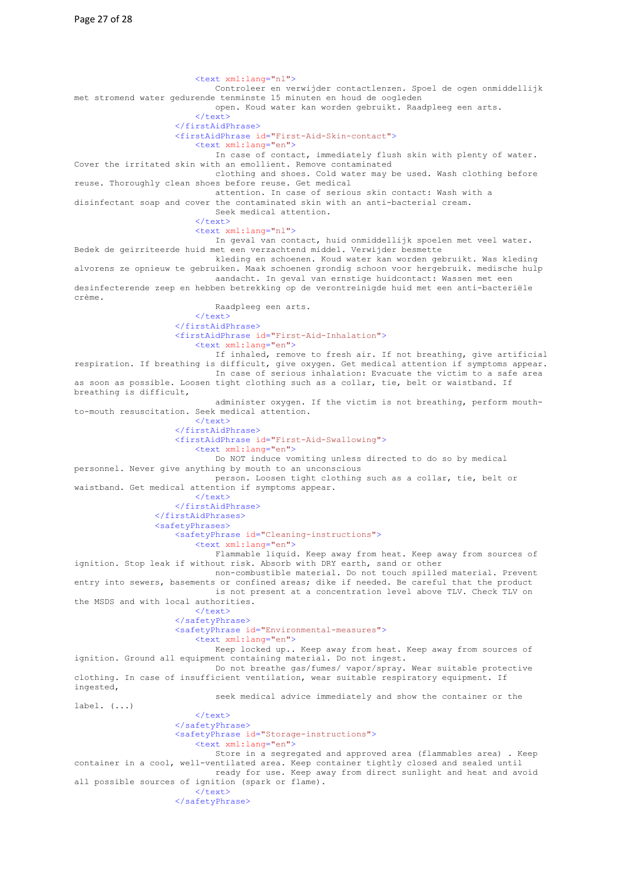```
                        <text xml:lang="nl">
                            Controleer en verwijder contactlenzen. Spoel de ogen onmiddellijk
met stromend water gedurende tenminste 15 minuten en houd de oogleden
                            open. Koud water kan worden gebruikt. Raadpleeg een arts.
                        </text>
                    </firstAidPhrase>
                    <firstAidPhrase id="First-Aid-Skin-contact">
                        <text xml:lang="en">
                            In case of contact, immediately flush skin with plenty of water.
Cover the irritated skin with an emollient. Remove contaminated
                            clothing and shoes. Cold water may be used. Wash clothing before
reuse. Thoroughly clean shoes before reuse. Get medical
                            attention. In case of serious skin contact: Wash with a
disinfectant soap and cover the contaminated skin with an anti-bacterial cream.
                            Seek medical attention.
                        </text>
                        <text xml:lang="nl">
                            In geval van contact, huid onmiddellijk spoelen met veel water.
Bedek de geirriteerde huid met een verzachtend middel. Verwijder besmette
                            kleding en schoenen. Koud water kan worden gebruikt. Was kleding
alvorens ze opnieuw te gebruiken. Maak schoenen grondig schoon voor hergebruik. medische hulp
                            aandacht. In geval van ernstige huidcontact: Wassen met een
desinfecterende zeep en hebben betrekking op de verontreinigde huid met een anti-bacteriële
crème.
                            Raadpleeg een arts.
                        </text>
                    </firstAidPhrase>
                    <firstAidPhrase id="First-Aid-Inhalation">
                        <text xml:lang="en">
                            If inhaled, remove to fresh air. If not breathing, give artificial
respiration. If breathing is difficult, give oxygen. Get medical attention if symptoms appear.
                            In case of serious inhalation: Evacuate the victim to a safe area
as soon as possible. Loosen tight clothing such as a collar, tie, belt or waistband. If
breathing is difficult,
                            administer oxygen. If the victim is not breathing, perform mouth-
to-mouth resuscitation. Seek medical attention.
                        </text>
                    </firstAidPhrase>
                    <firstAidPhrase id="First-Aid-Swallowing">
                        <text xml:lang="en">
                            Do NOT induce vomiting unless directed to do so by medical
personnel. Never give anything by mouth to an unconscious
                            person. Loosen tight clothing such as a collar, tie, belt or
waistband. Get medical attention if symptoms appear.
                        </text>
                    </firstAidPhrase>
                </firstAidPhrases>
                <safetyPhrases>
                    <safetyPhrase id="Cleaning-instructions">
                        <text xml:lang="en">
                            Flammable liquid. Keep away from heat. Keep away from sources of
ignition. Stop leak if without risk. Absorb with DRY earth, sand or other
                            non-combustible material. Do not touch spilled material. Prevent
entry into sewers, basements or confined areas; dike if needed. Be careful that the product
                            is not present at a concentration level above TLV. Check TLV on
the MSDS and with local authorities.
                        </text>
                    </safetyPhrase>
                    <safetyPhrase id="Environmental-measures">
                        <text xml:lang="en">
                            Keep locked up.. Keep away from heat. Keep away from sources of
ignition. Ground all equipment containing material. Do not ingest.
                            Do not breathe gas/fumes/ vapor/spray. Wear suitable protective
clothing. In case of insufficient ventilation, wear suitable respiratory equipment. If
ingested,
                            seek medical advice immediately and show the container or the
label. (...)
                        </text>
                    </safetyPhrase>
                    <safetyPhrase id="Storage-instructions">
                        <text xml:lang="en">
                            Store in a segregated and approved area (flammables area) . Keep
container in a cool, well-ventilated area. Keep container tightly closed and sealed until
                            ready for use. Keep away from direct sunlight and heat and avoid
all possible sources of ignition (spark or flame).
                        </text>
                    </safetyPhrase>
```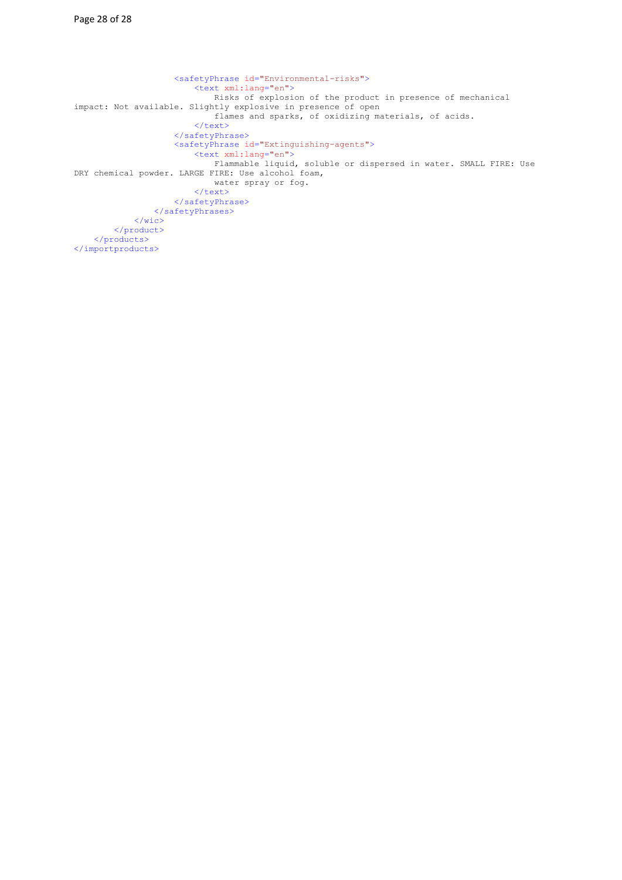```
                    <safetyPhrase id="Environmental-risks">
                        <text xml:lang="en">
                            Risks of explosion of the product in presence of mechanical
impact: Not available. Slightly explosive in presence of open
                            flames and sparks, of oxidizing materials, of acids.
                        </text>
                    </safetyPhrase>
                    <safetyPhrase id="Extinguishing-agents">
                        <text xml:lang="en">
                            Flammable liquid, soluble or dispersed in water. SMALL FIRE: Use
DRY chemical powder. LARGE FIRE: Use alcohol foam,
                            water spray or fog.
                        </text>
                    </safetyPhrase>
                </safetyPhrases>
            </wic>
        </product>
    </products>
</importproducts>
```